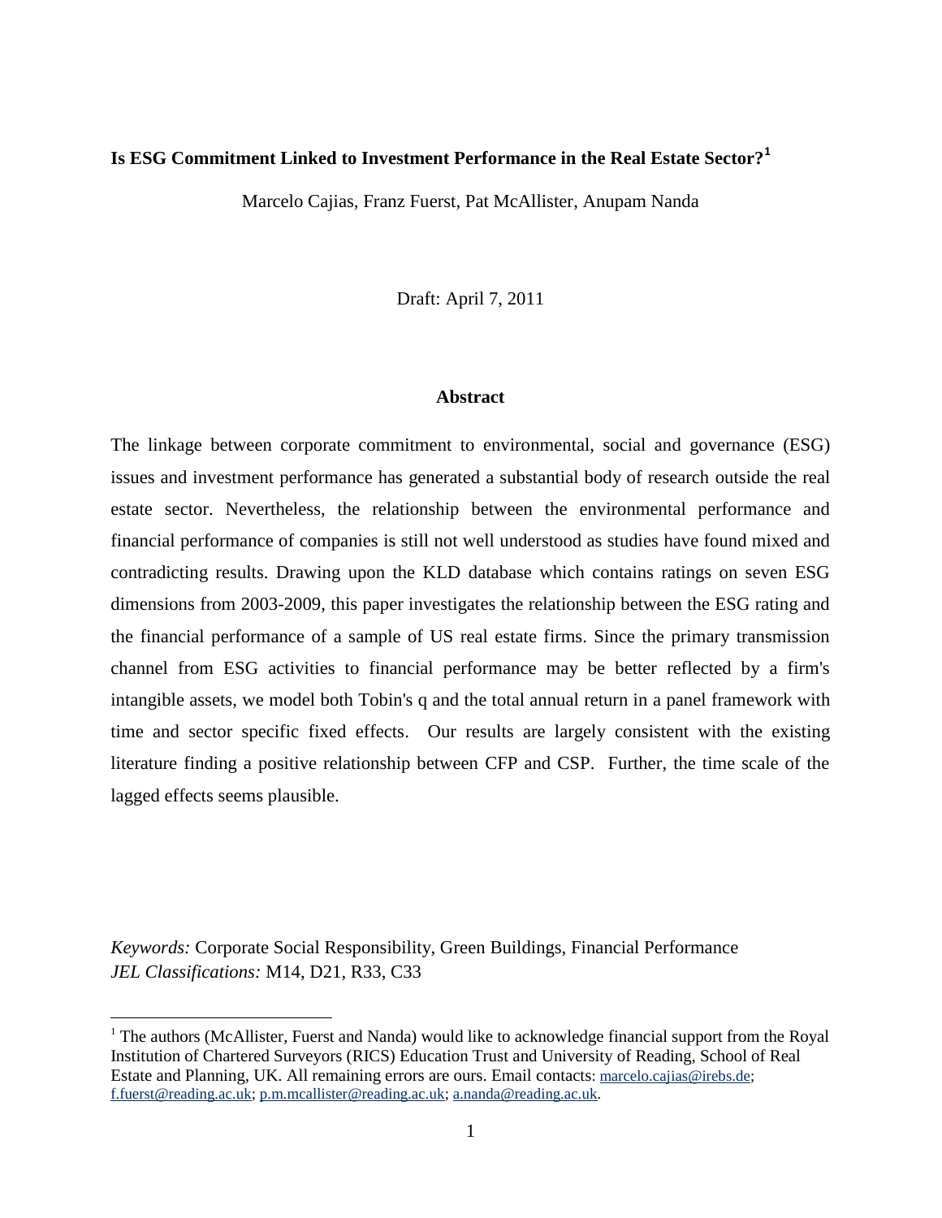**Is ESG Commitment Linked to Investment Performance in the Real Estate Sector?[1]**

Marcelo Cajias, Franz Fuerst, Pat McAllister, Anupam Nanda

Draft: April 7, 2011

**Abstract**

The linkage between corporate commitment to environmental, social and governance (ESG) issues and investment performance has generated a substantial body of research outside the real estate sector. Nevertheless, the relationship between the environmental performance and financial performance of companies is still not well understood as studies have found mixed and contradicting results. Drawing upon the KLD database which contains ratings on seven ESG dimensions from 2003-2009, this paper investigates the relationship between the ESG rating and the financial performance of a sample of US real estate firms. Since the primary transmission channel from ESG activities to financial performance may be better reflected by a firm's intangible assets, we model both Tobin's q and the total annual return in a panel framework with time and sector specific fixed effects. Our results are largely consistent with the existing literature finding a positive relationship between CFP and CSP. Further, the time scale of the lagged effects seems plausible.

*Keywords:* Corporate Social Responsibility, Green Buildings, Financial Performance
*JEL Classifications:* M14, D21, R33, C33

[1] The authors (McAllister, Fuerst and Nanda) would like to acknowledge financial support from the Royal Institution of Chartered Surveyors (RICS) Education Trust and University of Reading, School of Real Estate and Planning, UK. All remaining errors are ours. Email contacts: marcelo.cajias@irebs.de; f.fuerst@reading.ac.uk; p.m.mcallister@reading.ac.uk; a.nanda@reading.ac.uk.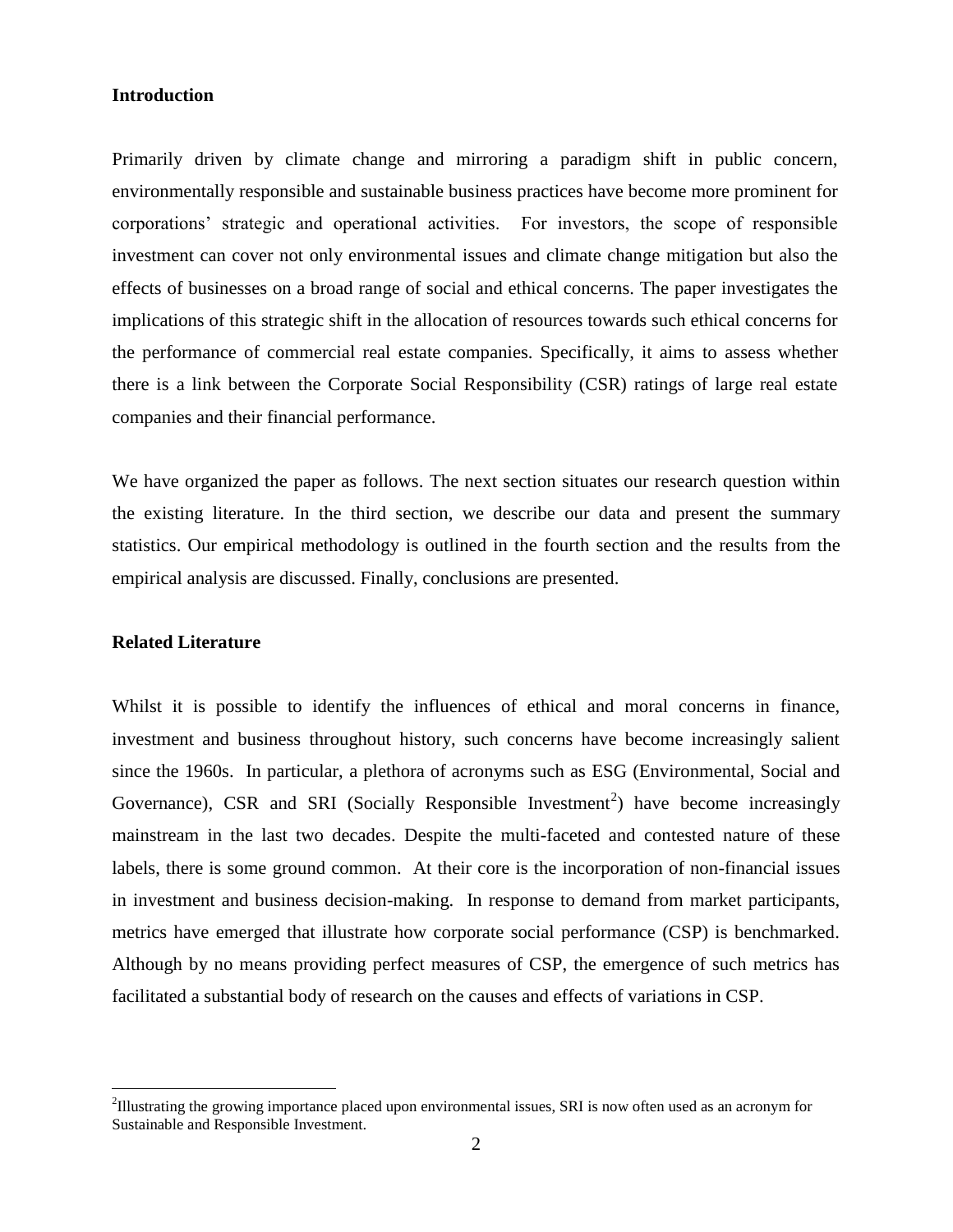## Introduction

Primarily driven by climate change and mirroring a paradigm shift in public concern, environmentally responsible and sustainable business practices have become more prominent for corporations' strategic and operational activities. For investors, the scope of responsible investment can cover not only environmental issues and climate change mitigation but also the effects of businesses on a broad range of social and ethical concerns. The paper investigates the implications of this strategic shift in the allocation of resources towards such ethical concerns for the performance of commercial real estate companies. Specifically, it aims to assess whether there is a link between the Corporate Social Responsibility (CSR) ratings of large real estate companies and their financial performance.

We have organized the paper as follows. The next section situates our research question within the existing literature. In the third section, we describe our data and present the summary statistics. Our empirical methodology is outlined in the fourth section and the results from the empirical analysis are discussed. Finally, conclusions are presented.

## Related Literature

Whilst it is possible to identify the influences of ethical and moral concerns in finance, investment and business throughout history, such concerns have become increasingly salient since the 1960s. In particular, a plethora of acronyms such as ESG (Environmental, Social and Governance), CSR and SRI (Socially Responsible Investment[2]) have become increasingly mainstream in the last two decades. Despite the multi-faceted and contested nature of these labels, there is some ground common. At their core is the incorporation of non-financial issues in investment and business decision-making. In response to demand from market participants, metrics have emerged that illustrate how corporate social performance (CSP) is benchmarked. Although by no means providing perfect measures of CSP, the emergence of such metrics has facilitated a substantial body of research on the causes and effects of variations in CSP.

[2] Illustrating the growing importance placed upon environmental issues, SRI is now often used as an acronym for Sustainable and Responsible Investment.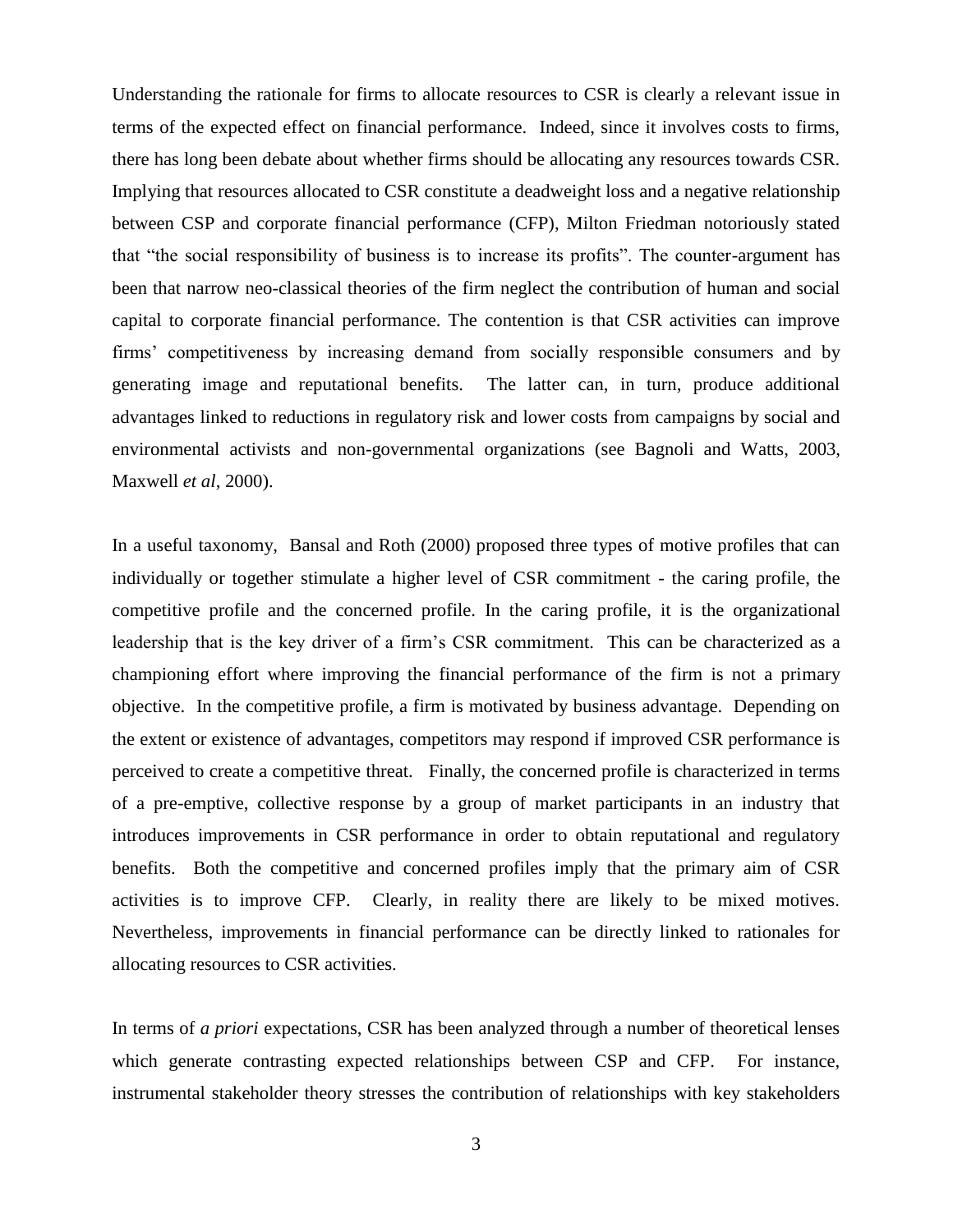Understanding the rationale for firms to allocate resources to CSR is clearly a relevant issue in terms of the expected effect on financial performance. Indeed, since it involves costs to firms, there has long been debate about whether firms should be allocating any resources towards CSR. Implying that resources allocated to CSR constitute a deadweight loss and a negative relationship between CSP and corporate financial performance (CFP), Milton Friedman notoriously stated that "the social responsibility of business is to increase its profits". The counter-argument has been that narrow neo-classical theories of the firm neglect the contribution of human and social capital to corporate financial performance. The contention is that CSR activities can improve firms' competitiveness by increasing demand from socially responsible consumers and by generating image and reputational benefits. The latter can, in turn, produce additional advantages linked to reductions in regulatory risk and lower costs from campaigns by social and environmental activists and non-governmental organizations (see Bagnoli and Watts, 2003, Maxwell *et al*, 2000).

In a useful taxonomy, Bansal and Roth (2000) proposed three types of motive profiles that can individually or together stimulate a higher level of CSR commitment - the caring profile, the competitive profile and the concerned profile. In the caring profile, it is the organizational leadership that is the key driver of a firm's CSR commitment. This can be characterized as a championing effort where improving the financial performance of the firm is not a primary objective. In the competitive profile, a firm is motivated by business advantage. Depending on the extent or existence of advantages, competitors may respond if improved CSR performance is perceived to create a competitive threat. Finally, the concerned profile is characterized in terms of a pre-emptive, collective response by a group of market participants in an industry that introduces improvements in CSR performance in order to obtain reputational and regulatory benefits. Both the competitive and concerned profiles imply that the primary aim of CSR activities is to improve CFP. Clearly, in reality there are likely to be mixed motives. Nevertheless, improvements in financial performance can be directly linked to rationales for allocating resources to CSR activities.

In terms of *a priori* expectations, CSR has been analyzed through a number of theoretical lenses which generate contrasting expected relationships between CSP and CFP. For instance, instrumental stakeholder theory stresses the contribution of relationships with key stakeholders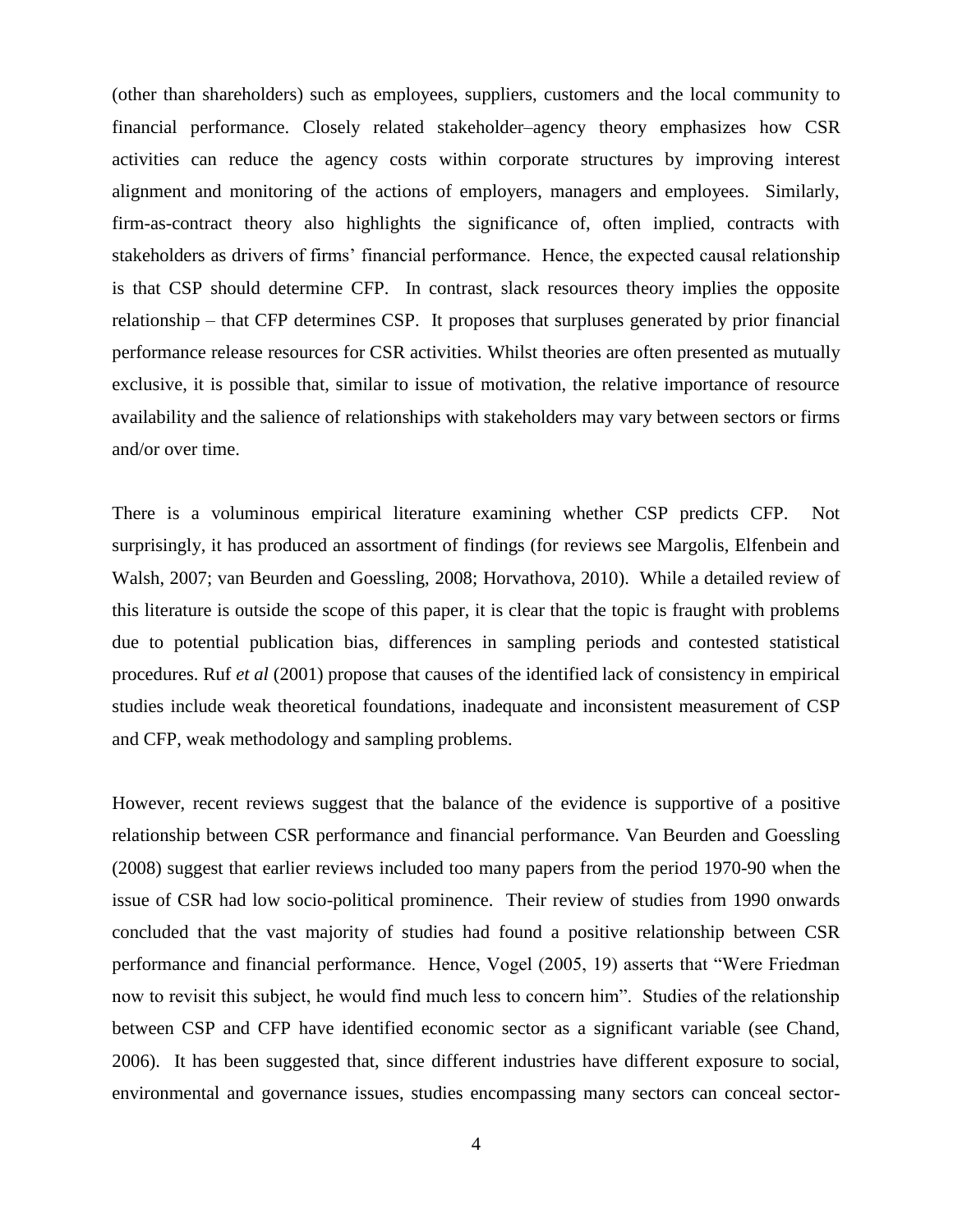(other than shareholders) such as employees, suppliers, customers and the local community to financial performance. Closely related stakeholder–agency theory emphasizes how CSR activities can reduce the agency costs within corporate structures by improving interest alignment and monitoring of the actions of employers, managers and employees. Similarly, firm-as-contract theory also highlights the significance of, often implied, contracts with stakeholders as drivers of firms' financial performance. Hence, the expected causal relationship is that CSP should determine CFP. In contrast, slack resources theory implies the opposite relationship – that CFP determines CSP. It proposes that surpluses generated by prior financial performance release resources for CSR activities. Whilst theories are often presented as mutually exclusive, it is possible that, similar to issue of motivation, the relative importance of resource availability and the salience of relationships with stakeholders may vary between sectors or firms and/or over time.

There is a voluminous empirical literature examining whether CSP predicts CFP. Not surprisingly, it has produced an assortment of findings (for reviews see Margolis, Elfenbein and Walsh, 2007; van Beurden and Goessling, 2008; Horvathova, 2010). While a detailed review of this literature is outside the scope of this paper, it is clear that the topic is fraught with problems due to potential publication bias, differences in sampling periods and contested statistical procedures. Ruf *et al* (2001) propose that causes of the identified lack of consistency in empirical studies include weak theoretical foundations, inadequate and inconsistent measurement of CSP and CFP, weak methodology and sampling problems.

However, recent reviews suggest that the balance of the evidence is supportive of a positive relationship between CSR performance and financial performance. Van Beurden and Goessling (2008) suggest that earlier reviews included too many papers from the period 1970-90 when the issue of CSR had low socio-political prominence. Their review of studies from 1990 onwards concluded that the vast majority of studies had found a positive relationship between CSR performance and financial performance. Hence, Vogel (2005, 19) asserts that "Were Friedman now to revisit this subject, he would find much less to concern him". Studies of the relationship between CSP and CFP have identified economic sector as a significant variable (see Chand, 2006). It has been suggested that, since different industries have different exposure to social, environmental and governance issues, studies encompassing many sectors can conceal sector-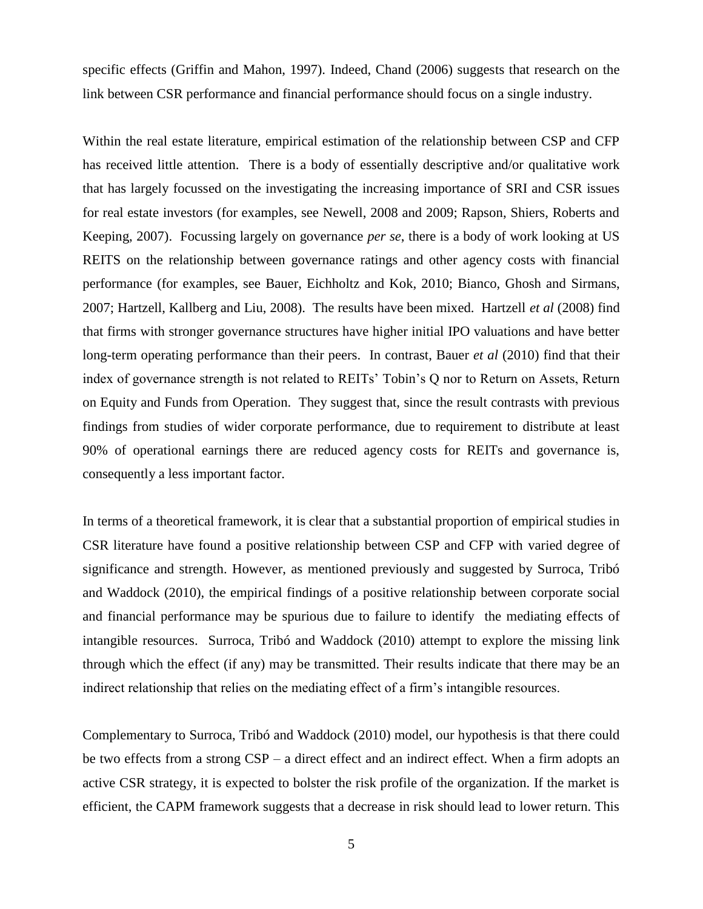specific effects (Griffin and Mahon, 1997). Indeed, Chand (2006) suggests that research on the link between CSR performance and financial performance should focus on a single industry.

Within the real estate literature, empirical estimation of the relationship between CSP and CFP has received little attention. There is a body of essentially descriptive and/or qualitative work that has largely focussed on the investigating the increasing importance of SRI and CSR issues for real estate investors (for examples, see Newell, 2008 and 2009; Rapson, Shiers, Roberts and Keeping, 2007). Focussing largely on governance *per se*, there is a body of work looking at US REITS on the relationship between governance ratings and other agency costs with financial performance (for examples, see Bauer, Eichholtz and Kok, 2010; Bianco, Ghosh and Sirmans, 2007; Hartzell, Kallberg and Liu, 2008). The results have been mixed. Hartzell *et al* (2008) find that firms with stronger governance structures have higher initial IPO valuations and have better long-term operating performance than their peers. In contrast, Bauer *et al* (2010) find that their index of governance strength is not related to REITs' Tobin's Q nor to Return on Assets, Return on Equity and Funds from Operation. They suggest that, since the result contrasts with previous findings from studies of wider corporate performance, due to requirement to distribute at least 90% of operational earnings there are reduced agency costs for REITs and governance is, consequently a less important factor.

In terms of a theoretical framework, it is clear that a substantial proportion of empirical studies in CSR literature have found a positive relationship between CSP and CFP with varied degree of significance and strength. However, as mentioned previously and suggested by Surroca, Tribó and Waddock (2010), the empirical findings of a positive relationship between corporate social and financial performance may be spurious due to failure to identify the mediating effects of intangible resources. Surroca, Tribó and Waddock (2010) attempt to explore the missing link through which the effect (if any) may be transmitted. Their results indicate that there may be an indirect relationship that relies on the mediating effect of a firm's intangible resources.

Complementary to Surroca, Tribó and Waddock (2010) model, our hypothesis is that there could be two effects from a strong CSP – a direct effect and an indirect effect. When a firm adopts an active CSR strategy, it is expected to bolster the risk profile of the organization. If the market is efficient, the CAPM framework suggests that a decrease in risk should lead to lower return. This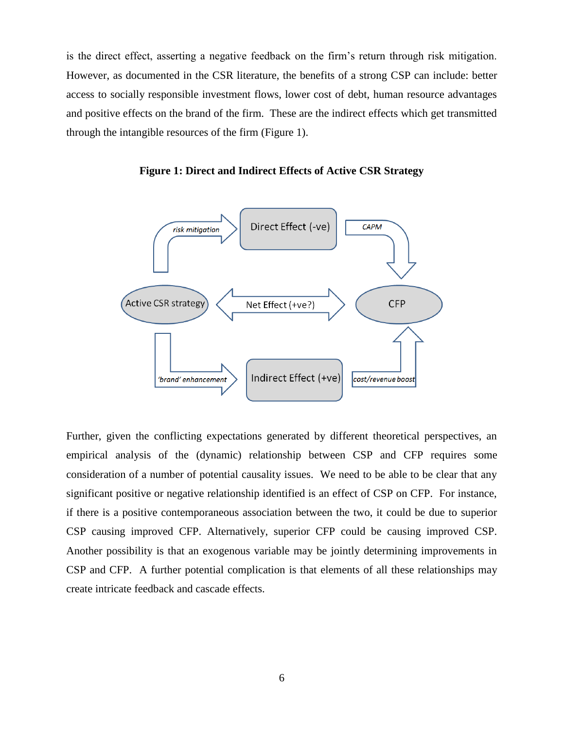is the direct effect, asserting a negative feedback on the firm's return through risk mitigation. However, as documented in the CSR literature, the benefits of a strong CSP can include: better access to socially responsible investment flows, lower cost of debt, human resource advantages and positive effects on the brand of the firm. These are the indirect effects which get transmitted through the intangible resources of the firm (Figure 1).

**Figure 1: Direct and Indirect Effects of Active CSR Strategy**

Further, given the conflicting expectations generated by different theoretical perspectives, an empirical analysis of the (dynamic) relationship between CSP and CFP requires some consideration of a number of potential causality issues. We need to be able to be clear that any significant positive or negative relationship identified is an effect of CSP on CFP. For instance, if there is a positive contemporaneous association between the two, it could be due to superior CSP causing improved CFP. Alternatively, superior CFP could be causing improved CSP. Another possibility is that an exogenous variable may be jointly determining improvements in CSP and CFP. A further potential complication is that elements of all these relationships may create intricate feedback and cascade effects.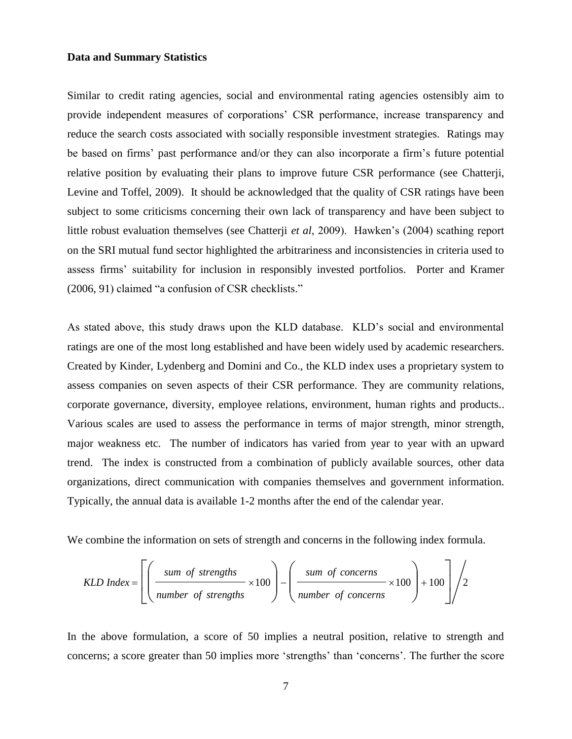**Data and Summary Statistics**

Similar to credit rating agencies, social and environmental rating agencies ostensibly aim to provide independent measures of corporations' CSR performance, increase transparency and reduce the search costs associated with socially responsible investment strategies. Ratings may be based on firms' past performance and/or they can also incorporate a firm's future potential relative position by evaluating their plans to improve future CSR performance (see Chatterji, Levine and Toffel, 2009). It should be acknowledged that the quality of CSR ratings have been subject to some criticisms concerning their own lack of transparency and have been subject to little robust evaluation themselves (see Chatterji *et al*, 2009). Hawken's (2004) scathing report on the SRI mutual fund sector highlighted the arbitrariness and inconsistencies in criteria used to assess firms' suitability for inclusion in responsibly invested portfolios. Porter and Kramer (2006, 91) claimed "a confusion of CSR checklists."

As stated above, this study draws upon the KLD database. KLD's social and environmental ratings are one of the most long established and have been widely used by academic researchers. Created by Kinder, Lydenberg and Domini and Co., the KLD index uses a proprietary system to assess companies on seven aspects of their CSR performance. They are community relations, corporate governance, diversity, employee relations, environment, human rights and products.. Various scales are used to assess the performance in terms of major strength, minor strength, major weakness etc. The number of indicators has varied from year to year with an upward trend. The index is constructed from a combination of publicly available sources, other data organizations, direct communication with companies themselves and government information. Typically, the annual data is available 1-2 months after the end of the calendar year.

We combine the information on sets of strength and concerns in the following index formula.

$$KLD\ Index = \left[ \left( \frac{sum\ \ of\ \ strengths}{number\ \ of\ \ strengths} \times 100 \right) - \left( \frac{sum\ \ of\ \ concerns}{number\ \ of\ \ concerns} \times 100 \right) + 100 \right] \Big/ 2$$

In the above formulation, a score of 50 implies a neutral position, relative to strength and concerns; a score greater than 50 implies more 'strengths' than 'concerns'. The further the score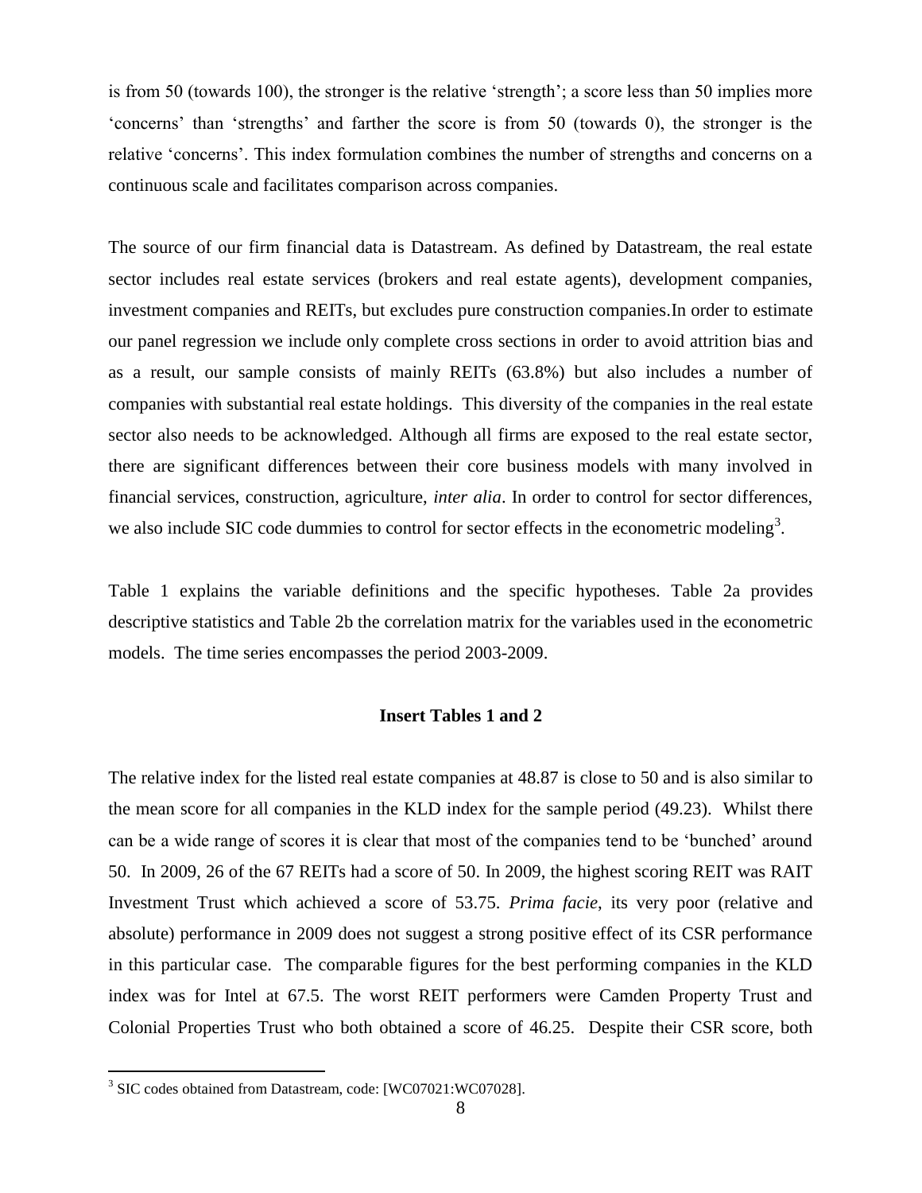is from 50 (towards 100), the stronger is the relative 'strength'; a score less than 50 implies more 'concerns' than 'strengths' and farther the score is from 50 (towards 0), the stronger is the relative 'concerns'. This index formulation combines the number of strengths and concerns on a continuous scale and facilitates comparison across companies.

The source of our firm financial data is Datastream. As defined by Datastream, the real estate sector includes real estate services (brokers and real estate agents), development companies, investment companies and REITs, but excludes pure construction companies.In order to estimate our panel regression we include only complete cross sections in order to avoid attrition bias and as a result, our sample consists of mainly REITs (63.8%) but also includes a number of companies with substantial real estate holdings. This diversity of the companies in the real estate sector also needs to be acknowledged. Although all firms are exposed to the real estate sector, there are significant differences between their core business models with many involved in financial services, construction, agriculture, *inter alia*. In order to control for sector differences, we also include SIC code dummies to control for sector effects in the econometric modeling[3].

Table 1 explains the variable definitions and the specific hypotheses. Table 2a provides descriptive statistics and Table 2b the correlation matrix for the variables used in the econometric models. The time series encompasses the period 2003-2009.

**Insert Tables 1 and 2**

The relative index for the listed real estate companies at 48.87 is close to 50 and is also similar to the mean score for all companies in the KLD index for the sample period (49.23). Whilst there can be a wide range of scores it is clear that most of the companies tend to be 'bunched' around 50. In 2009, 26 of the 67 REITs had a score of 50. In 2009, the highest scoring REIT was RAIT Investment Trust which achieved a score of 53.75. *Prima facie*, its very poor (relative and absolute) performance in 2009 does not suggest a strong positive effect of its CSR performance in this particular case. The comparable figures for the best performing companies in the KLD index was for Intel at 67.5. The worst REIT performers were Camden Property Trust and Colonial Properties Trust who both obtained a score of 46.25. Despite their CSR score, both

[3] SIC codes obtained from Datastream, code: [WC07021:WC07028].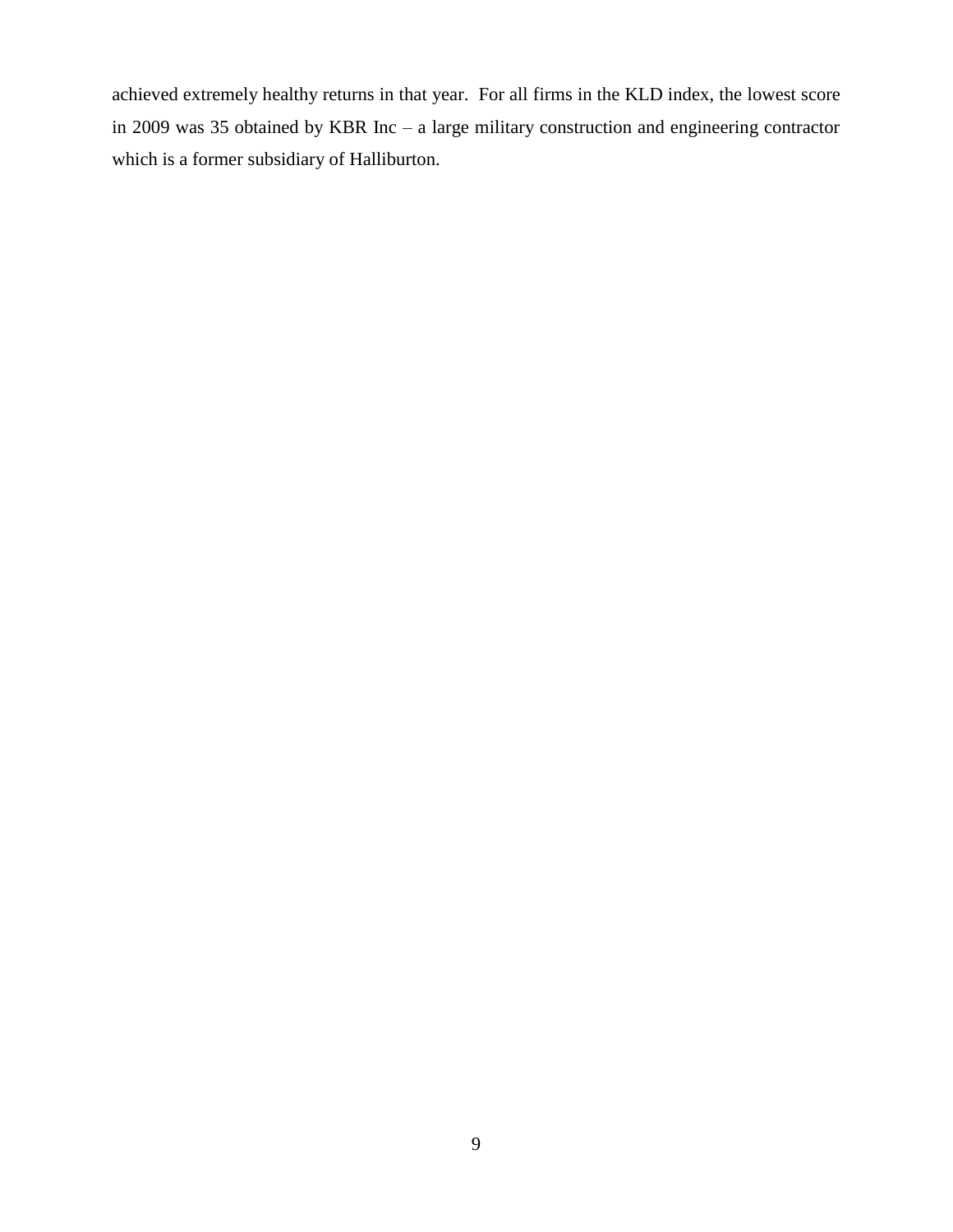achieved extremely healthy returns in that year. For all firms in the KLD index, the lowest score in 2009 was 35 obtained by KBR Inc – a large military construction and engineering contractor which is a former subsidiary of Halliburton.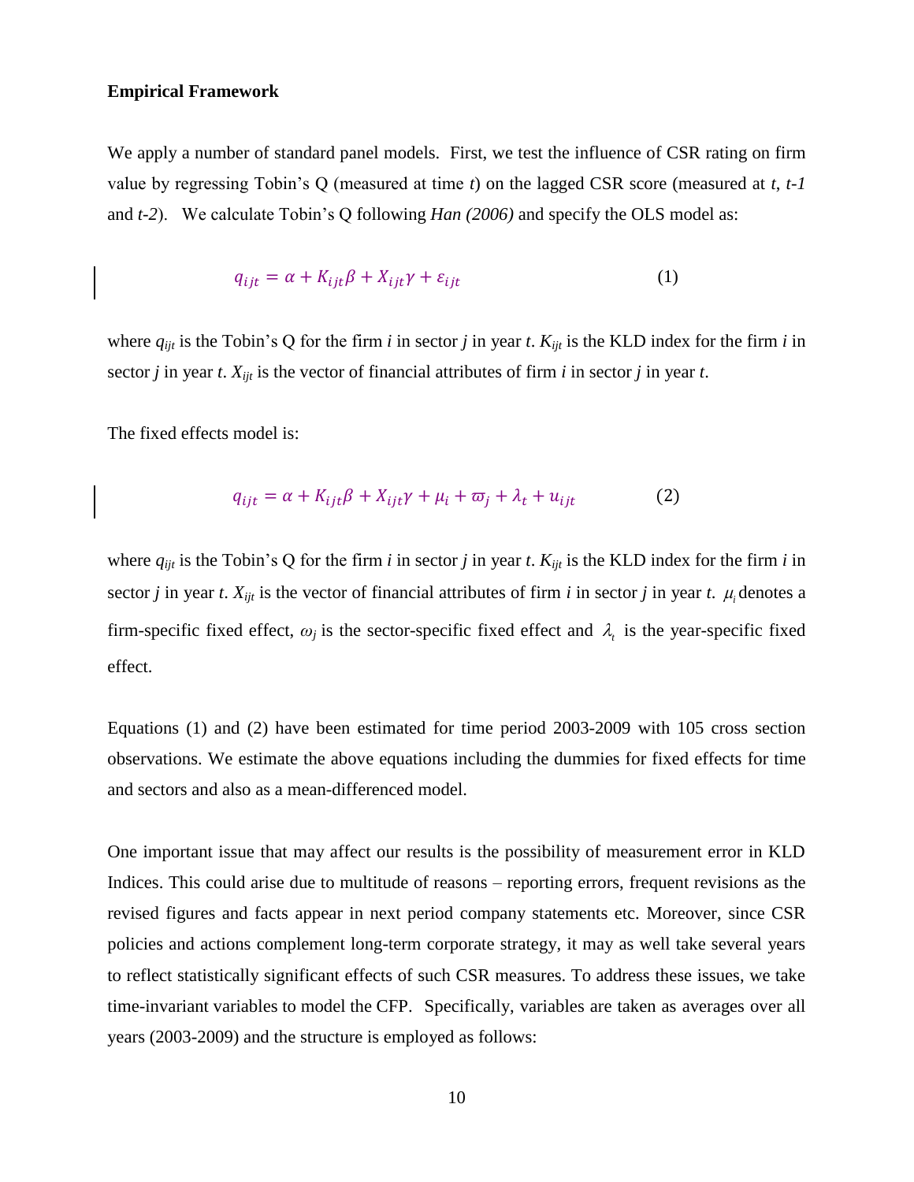**Empirical Framework**

We apply a number of standard panel models. First, we test the influence of CSR rating on firm value by regressing Tobin's Q (measured at time *t*) on the lagged CSR score (measured at *t*, *t-1* and *t-2*). We calculate Tobin's Q following *Han (2006)* and specify the OLS model as:

$$q_{ijt} = \alpha + K_{ijt}\beta + X_{ijt}\gamma + \varepsilon_{ijt} \qquad (1)$$

where $q_{ijt}$ is the Tobin's Q for the firm *i* in sector *j* in year *t*. $K_{ijt}$ is the KLD index for the firm *i* in sector *j* in year *t*. $X_{ijt}$ is the vector of financial attributes of firm *i* in sector *j* in year *t*.

The fixed effects model is:

$$q_{ijt} = \alpha + K_{ijt}\beta + X_{ijt}\gamma + \mu_i + \varpi_j + \lambda_t + u_{ijt} \qquad (2)$$

where $q_{ijt}$ is the Tobin's Q for the firm *i* in sector *j* in year *t*. $K_{ijt}$ is the KLD index for the firm *i* in sector *j* in year *t*. $X_{ijt}$ is the vector of financial attributes of firm *i* in sector *j* in year *t*. $\mu_i$ denotes a firm-specific fixed effect, $\omega_j$ is the sector-specific fixed effect and $\lambda_t$ is the year-specific fixed effect.

Equations (1) and (2) have been estimated for time period 2003-2009 with 105 cross section observations. We estimate the above equations including the dummies for fixed effects for time and sectors and also as a mean-differenced model.

One important issue that may affect our results is the possibility of measurement error in KLD Indices. This could arise due to multitude of reasons – reporting errors, frequent revisions as the revised figures and facts appear in next period company statements etc. Moreover, since CSR policies and actions complement long-term corporate strategy, it may as well take several years to reflect statistically significant effects of such CSR measures. To address these issues, we take time-invariant variables to model the CFP. Specifically, variables are taken as averages over all years (2003-2009) and the structure is employed as follows: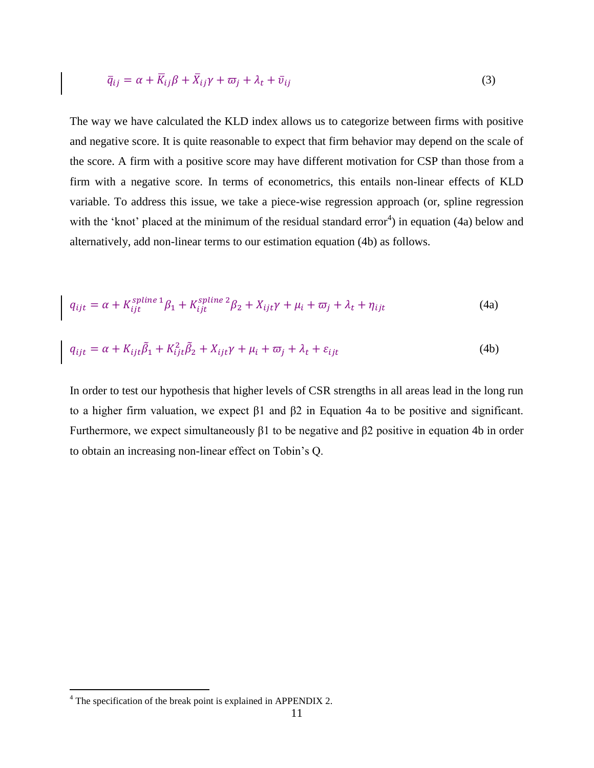$$\bar{q}_{ij} = \alpha + \bar{K}_{ij}\beta + \bar{X}_{ij}\gamma + \varpi_j + \lambda_t + \bar{\upsilon}_{ij} \tag{3}$$

The way we have calculated the KLD index allows us to categorize between firms with positive and negative score. It is quite reasonable to expect that firm behavior may depend on the scale of the score. A firm with a positive score may have different motivation for CSP than those from a firm with a negative score. In terms of econometrics, this entails non-linear effects of KLD variable. To address this issue, we take a piece-wise regression approach (or, spline regression with the 'knot' placed at the minimum of the residual standard error[4]) in equation (4a) below and alternatively, add non-linear terms to our estimation equation (4b) as follows.

$$q_{ijt} = \alpha + K_{ijt}^{spline\,1}\beta_1 + K_{ijt}^{spline\,2}\beta_2 + X_{ijt}\gamma + \mu_i + \varpi_j + \lambda_t + \eta_{ijt} \tag{4a}$$

$$q_{ijt} = \alpha + K_{ijt}\tilde{\beta}_1 + K_{ijt}^2\tilde{\beta}_2 + X_{ijt}\gamma + \mu_i + \varpi_j + \lambda_t + \varepsilon_{ijt} \tag{4b}$$

In order to test our hypothesis that higher levels of CSR strengths in all areas lead in the long run to a higher firm valuation, we expect β1 and β2 in Equation 4a to be positive and significant. Furthermore, we expect simultaneously β1 to be negative and β2 positive in equation 4b in order to obtain an increasing non-linear effect on Tobin's Q.

[4] The specification of the break point is explained in APPENDIX 2.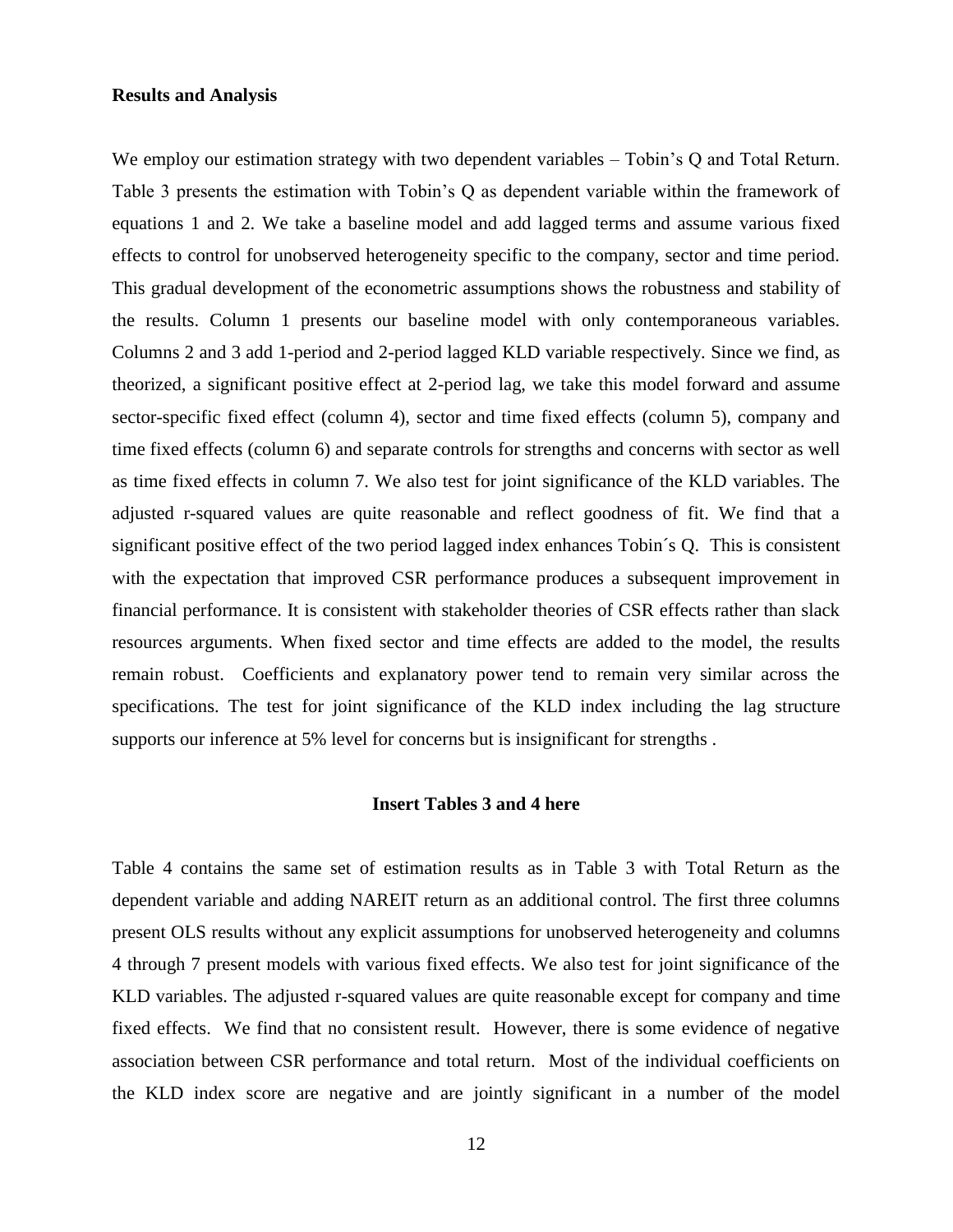**Results and Analysis**

We employ our estimation strategy with two dependent variables – Tobin's Q and Total Return. Table 3 presents the estimation with Tobin's Q as dependent variable within the framework of equations 1 and 2. We take a baseline model and add lagged terms and assume various fixed effects to control for unobserved heterogeneity specific to the company, sector and time period. This gradual development of the econometric assumptions shows the robustness and stability of the results. Column 1 presents our baseline model with only contemporaneous variables. Columns 2 and 3 add 1-period and 2-period lagged KLD variable respectively. Since we find, as theorized, a significant positive effect at 2-period lag, we take this model forward and assume sector-specific fixed effect (column 4), sector and time fixed effects (column 5), company and time fixed effects (column 6) and separate controls for strengths and concerns with sector as well as time fixed effects in column 7. We also test for joint significance of the KLD variables. The adjusted r-squared values are quite reasonable and reflect goodness of fit. We find that a significant positive effect of the two period lagged index enhances Tobin´s Q. This is consistent with the expectation that improved CSR performance produces a subsequent improvement in financial performance. It is consistent with stakeholder theories of CSR effects rather than slack resources arguments. When fixed sector and time effects are added to the model, the results remain robust. Coefficients and explanatory power tend to remain very similar across the specifications. The test for joint significance of the KLD index including the lag structure supports our inference at 5% level for concerns but is insignificant for strengths .

**Insert Tables 3 and 4 here**

Table 4 contains the same set of estimation results as in Table 3 with Total Return as the dependent variable and adding NAREIT return as an additional control. The first three columns present OLS results without any explicit assumptions for unobserved heterogeneity and columns 4 through 7 present models with various fixed effects. We also test for joint significance of the KLD variables. The adjusted r-squared values are quite reasonable except for company and time fixed effects. We find that no consistent result. However, there is some evidence of negative association between CSR performance and total return. Most of the individual coefficients on the KLD index score are negative and are jointly significant in a number of the model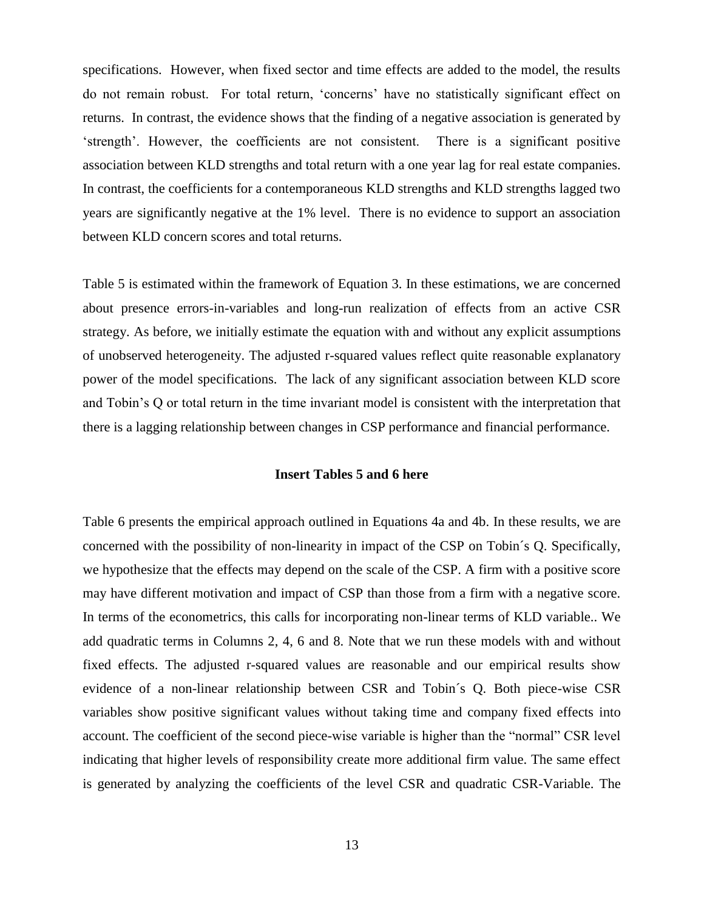specifications. However, when fixed sector and time effects are added to the model, the results do not remain robust. For total return, 'concerns' have no statistically significant effect on returns. In contrast, the evidence shows that the finding of a negative association is generated by 'strength'. However, the coefficients are not consistent. There is a significant positive association between KLD strengths and total return with a one year lag for real estate companies. In contrast, the coefficients for a contemporaneous KLD strengths and KLD strengths lagged two years are significantly negative at the 1% level. There is no evidence to support an association between KLD concern scores and total returns.

Table 5 is estimated within the framework of Equation 3. In these estimations, we are concerned about presence errors-in-variables and long-run realization of effects from an active CSR strategy. As before, we initially estimate the equation with and without any explicit assumptions of unobserved heterogeneity. The adjusted r-squared values reflect quite reasonable explanatory power of the model specifications. The lack of any significant association between KLD score and Tobin's Q or total return in the time invariant model is consistent with the interpretation that there is a lagging relationship between changes in CSP performance and financial performance.

**Insert Tables 5 and 6 here**

Table 6 presents the empirical approach outlined in Equations 4a and 4b. In these results, we are concerned with the possibility of non-linearity in impact of the CSP on Tobin´s Q. Specifically, we hypothesize that the effects may depend on the scale of the CSP. A firm with a positive score may have different motivation and impact of CSP than those from a firm with a negative score. In terms of the econometrics, this calls for incorporating non-linear terms of KLD variable.. We add quadratic terms in Columns 2, 4, 6 and 8. Note that we run these models with and without fixed effects. The adjusted r-squared values are reasonable and our empirical results show evidence of a non-linear relationship between CSR and Tobin´s Q. Both piece-wise CSR variables show positive significant values without taking time and company fixed effects into account. The coefficient of the second piece-wise variable is higher than the "normal" CSR level indicating that higher levels of responsibility create more additional firm value. The same effect is generated by analyzing the coefficients of the level CSR and quadratic CSR-Variable. The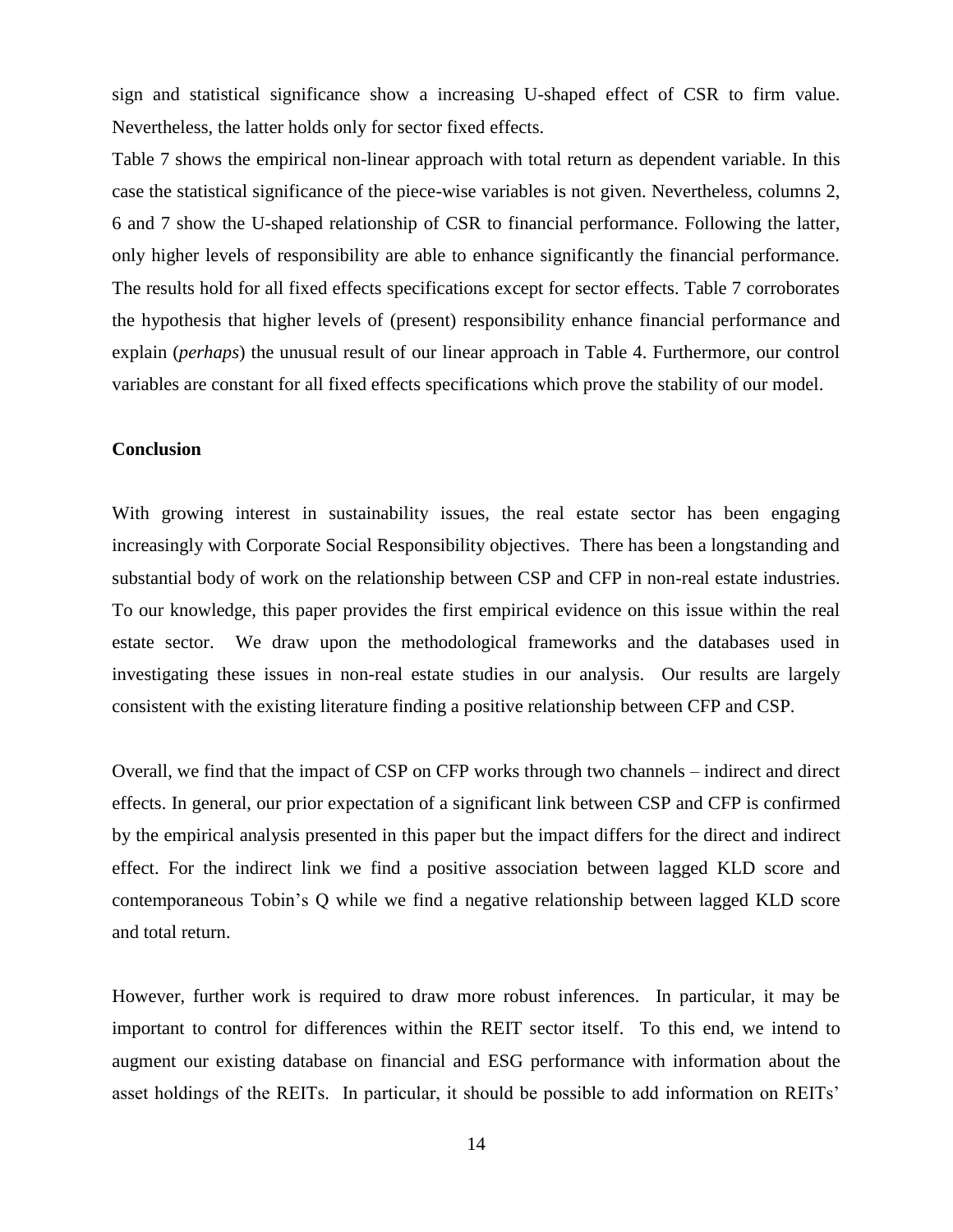sign and statistical significance show a increasing U-shaped effect of CSR to firm value. Nevertheless, the latter holds only for sector fixed effects.

Table 7 shows the empirical non-linear approach with total return as dependent variable. In this case the statistical significance of the piece-wise variables is not given. Nevertheless, columns 2, 6 and 7 show the U-shaped relationship of CSR to financial performance. Following the latter, only higher levels of responsibility are able to enhance significantly the financial performance. The results hold for all fixed effects specifications except for sector effects. Table 7 corroborates the hypothesis that higher levels of (present) responsibility enhance financial performance and explain (*perhaps*) the unusual result of our linear approach in Table 4. Furthermore, our control variables are constant for all fixed effects specifications which prove the stability of our model.

**Conclusion**

With growing interest in sustainability issues, the real estate sector has been engaging increasingly with Corporate Social Responsibility objectives. There has been a longstanding and substantial body of work on the relationship between CSP and CFP in non-real estate industries. To our knowledge, this paper provides the first empirical evidence on this issue within the real estate sector. We draw upon the methodological frameworks and the databases used in investigating these issues in non-real estate studies in our analysis. Our results are largely consistent with the existing literature finding a positive relationship between CFP and CSP.

Overall, we find that the impact of CSP on CFP works through two channels – indirect and direct effects. In general, our prior expectation of a significant link between CSP and CFP is confirmed by the empirical analysis presented in this paper but the impact differs for the direct and indirect effect. For the indirect link we find a positive association between lagged KLD score and contemporaneous Tobin's Q while we find a negative relationship between lagged KLD score and total return.

However, further work is required to draw more robust inferences. In particular, it may be important to control for differences within the REIT sector itself. To this end, we intend to augment our existing database on financial and ESG performance with information about the asset holdings of the REITs. In particular, it should be possible to add information on REITs'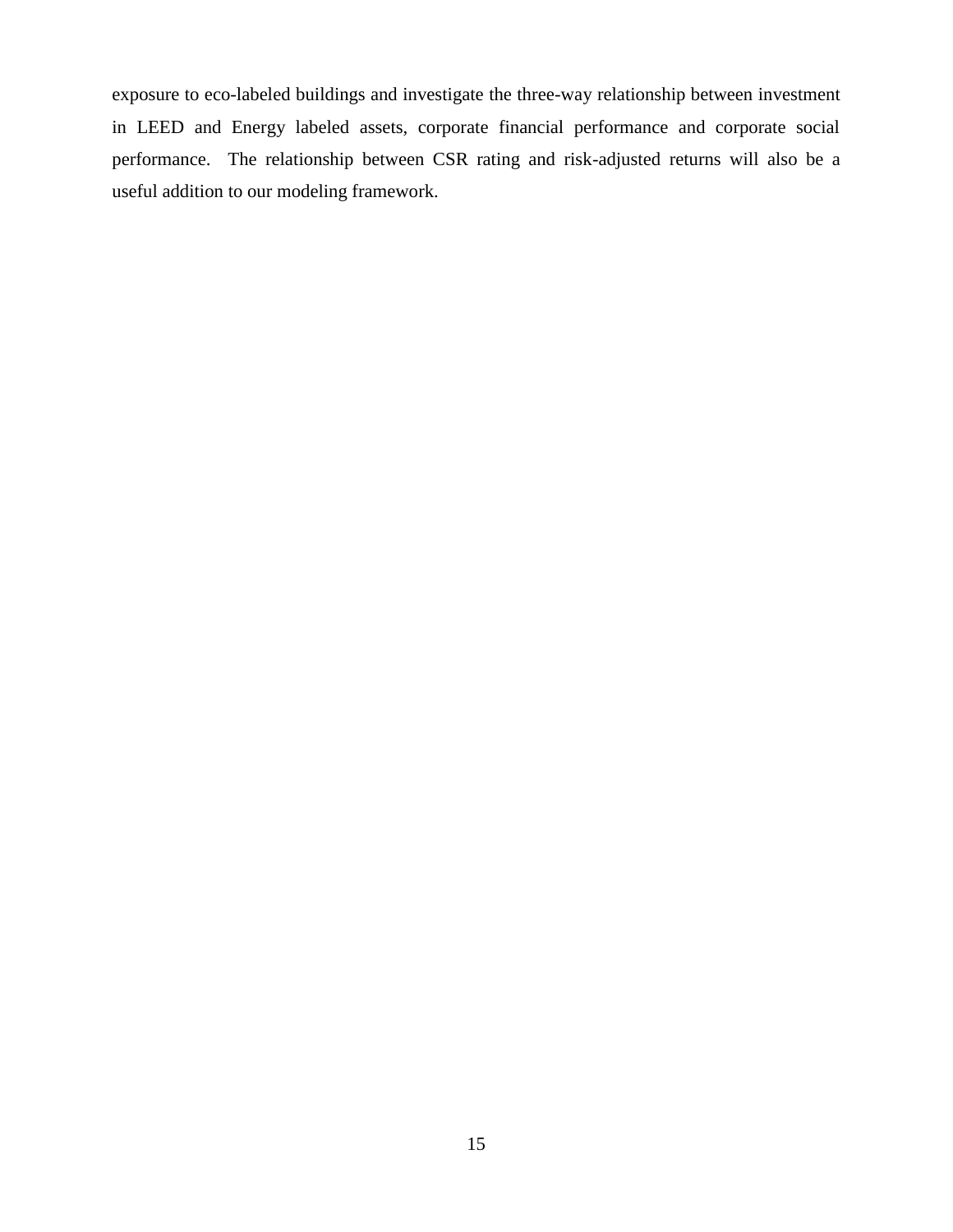exposure to eco-labeled buildings and investigate the three-way relationship between investment in LEED and Energy labeled assets, corporate financial performance and corporate social performance. The relationship between CSR rating and risk-adjusted returns will also be a useful addition to our modeling framework.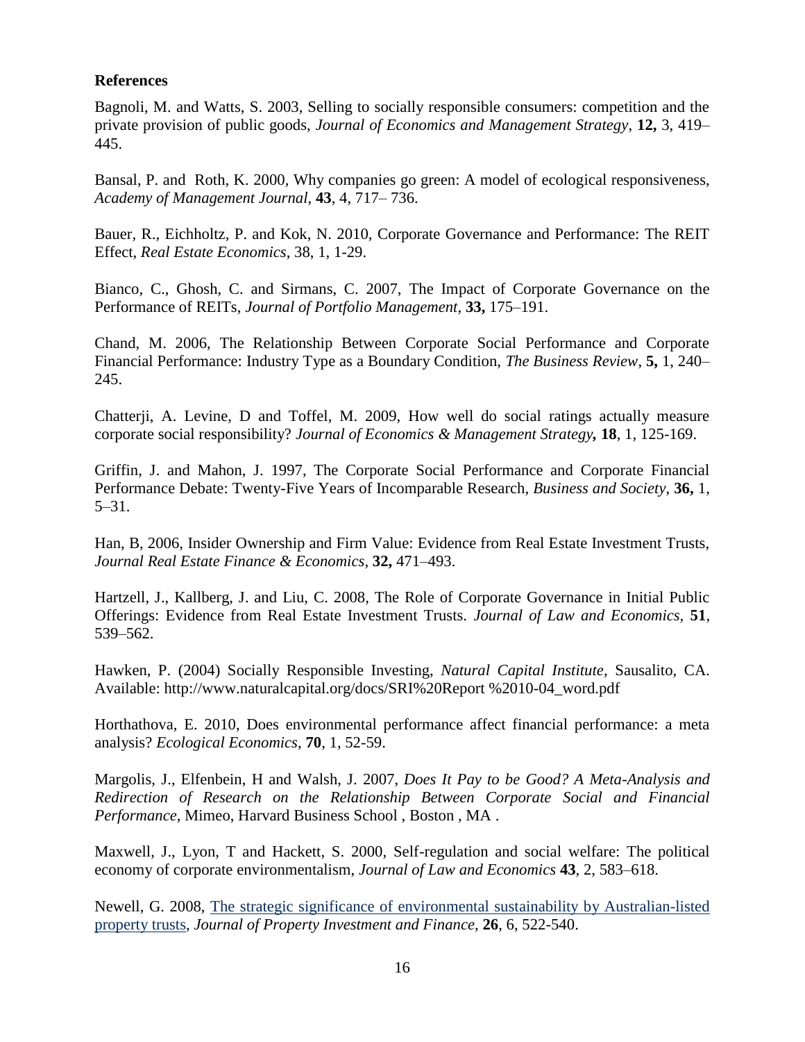**References**

Bagnoli, M. and Watts, S. 2003, Selling to socially responsible consumers: competition and the private provision of public goods, *Journal of Economics and Management Strategy*, **12,** 3, 419–445.

Bansal, P. and Roth, K. 2000, Why companies go green: A model of ecological responsiveness, *Academy of Management Journal*, **43**, 4, 717– 736.

Bauer, R., Eichholtz, P. and Kok, N. 2010, Corporate Governance and Performance: The REIT Effect, *Real Estate Economics*, 38, 1, 1-29.

Bianco, C., Ghosh, C. and Sirmans, C. 2007, The Impact of Corporate Governance on the Performance of REITs, *Journal of Portfolio Management*, **33,** 175–191.

Chand, M. 2006, The Relationship Between Corporate Social Performance and Corporate Financial Performance: Industry Type as a Boundary Condition, *The Business Review*, **5,** 1, 240–245.

Chatterji, A. Levine, D and Toffel, M. 2009, How well do social ratings actually measure corporate social responsibility? *Journal of Economics & Management Strategy***,** **18**, 1, 125-169.

Griffin, J. and Mahon, J. 1997, The Corporate Social Performance and Corporate Financial Performance Debate: Twenty-Five Years of Incomparable Research, *Business and Society*, **36,** 1, 5–31.

Han, B, 2006, Insider Ownership and Firm Value: Evidence from Real Estate Investment Trusts, *Journal Real Estate Finance & Economics*, **32,** 471–493.

Hartzell, J., Kallberg, J. and Liu, C. 2008, The Role of Corporate Governance in Initial Public Offerings: Evidence from Real Estate Investment Trusts. *Journal of Law and Economics*, **51**, 539–562.

Hawken, P. (2004) Socially Responsible Investing, *Natural Capital Institute*, Sausalito, CA. Available: http://www.naturalcapital.org/docs/SRI%20Report %2010-04_word.pdf

Horthathova, E. 2010, Does environmental performance affect financial performance: a meta analysis? *Ecological Economics*, **70**, 1, 52-59.

Margolis, J., Elfenbein, H and Walsh, J. 2007, *Does It Pay to be Good? A Meta-Analysis and Redirection of Research on the Relationship Between Corporate Social and Financial Performance*, Mimeo, Harvard Business School , Boston , MA .

Maxwell, J., Lyon, T and Hackett, S. 2000, Self-regulation and social welfare: The political economy of corporate environmentalism, *Journal of Law and Economics* **43**, 2, 583–618.

Newell, G. 2008, The strategic significance of environmental sustainability by Australian-listed property trusts, *Journal of Property Investment and Finance*, **26**, 6, 522-540.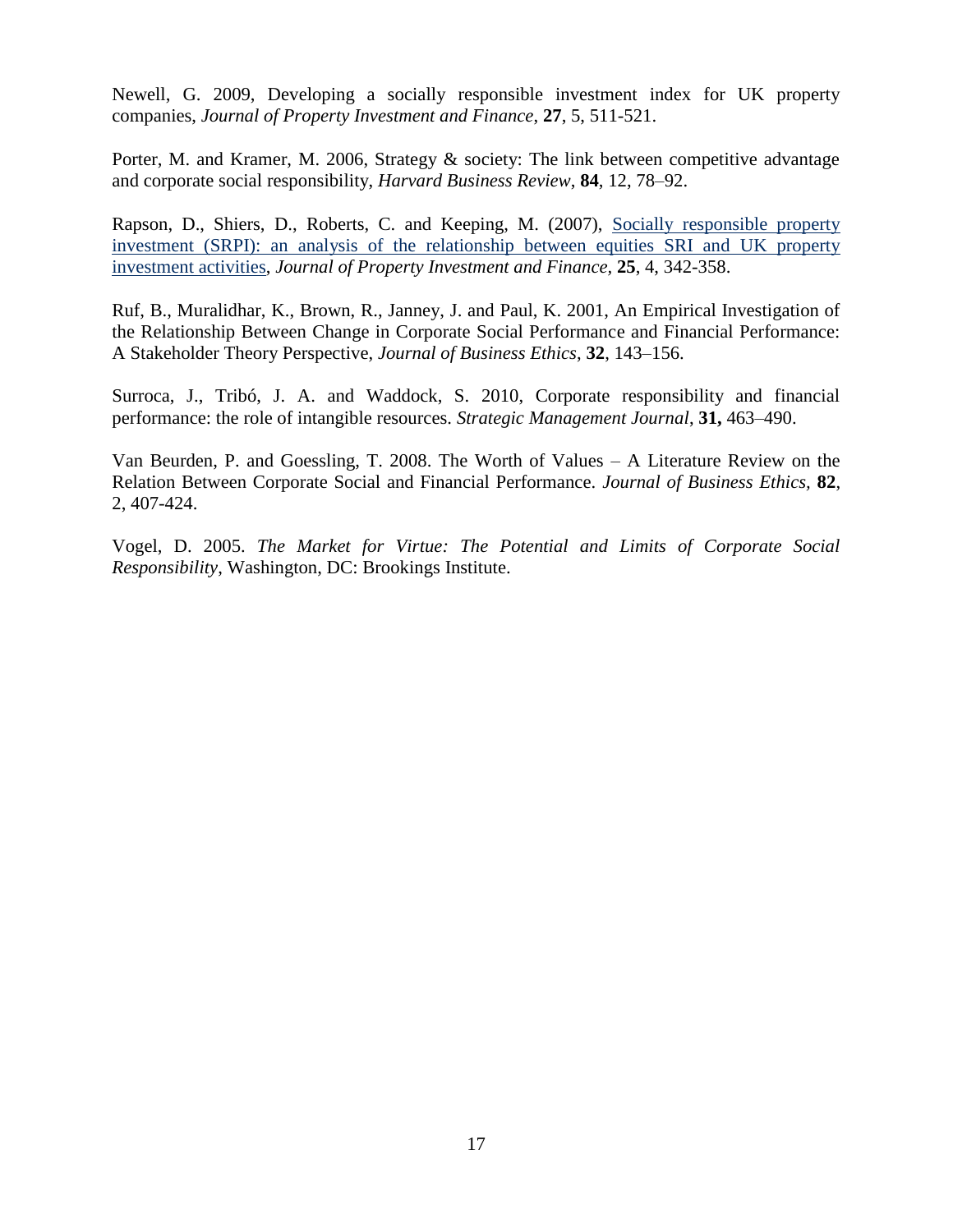Newell, G. 2009, Developing a socially responsible investment index for UK property companies, *Journal of Property Investment and Finance*, **27**, 5, 511-521.

Porter, M. and Kramer, M. 2006, Strategy & society: The link between competitive advantage and corporate social responsibility, *Harvard Business Review*, **84**, 12, 78–92.

Rapson, D., Shiers, D., Roberts, C. and Keeping, M. (2007), Socially responsible property investment (SRPI): an analysis of the relationship between equities SRI and UK property investment activities, *Journal of Property Investment and Finance,* **25**, 4, 342-358.

Ruf, B., Muralidhar, K., Brown, R., Janney, J. and Paul, K. 2001, An Empirical Investigation of the Relationship Between Change in Corporate Social Performance and Financial Performance: A Stakeholder Theory Perspective, *Journal of Business Ethics*, **32**, 143–156.

Surroca, J., Tribó, J. A. and Waddock, S. 2010, Corporate responsibility and financial performance: the role of intangible resources. *Strategic Management Journal*, **31,** 463–490.

Van Beurden, P. and Goessling, T. 2008. The Worth of Values – A Literature Review on the Relation Between Corporate Social and Financial Performance. *Journal of Business Ethics,* **82**, 2, 407-424.

Vogel, D. 2005. *The Market for Virtue: The Potential and Limits of Corporate Social Responsibility*, Washington, DC: Brookings Institute.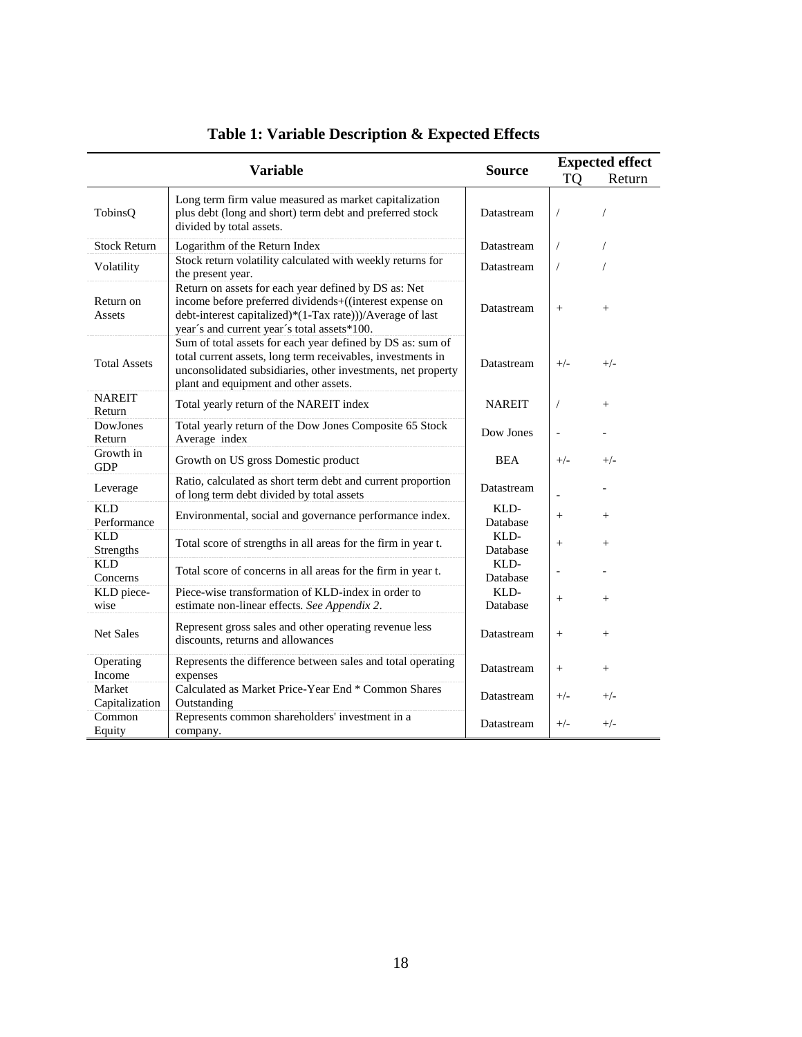## Table 1: Variable Description & Expected Effects

| Variable | | Source | Expected effect | |
|---|---|---|---|---|
| | | | TQ | Return |
| TobinsQ | Long term firm value measured as market capitalization plus debt (long and short) term debt and preferred stock divided by total assets. | Datastream | / | / |
| Stock Return | Logarithm of the Return Index | Datastream | / | / |
| Volatility | Stock return volatility calculated with weekly returns for the present year. | Datastream | / | / |
| Return on Assets | Return on assets for each year defined by DS as: Net income before preferred dividends+((interest expense on debt-interest capitalized)*(1-Tax rate)))/Average of last year´s and current year´s total assets*100. | Datastream | + | + |
| Total Assets | Sum of total assets for each year defined by DS as: sum of total current assets, long term receivables, investments in unconsolidated subsidiaries, other investments, net property plant and equipment and other assets. | Datastream | +/- | +/- |
| NAREIT Return | Total yearly return of the NAREIT index | NAREIT | / | + |
| DowJones Return | Total yearly return of the Dow Jones Composite 65 Stock Average index | Dow Jones | - | - |
| Growth in GDP | Growth on US gross Domestic product | BEA | +/- | +/- |
| Leverage | Ratio, calculated as short term debt and current proportion of long term debt divided by total assets | Datastream | - | - |
| KLD Performance | Environmental, social and governance performance index. | KLD-Database | + | + |
| KLD Strengths | Total score of strengths in all areas for the firm in year t. | KLD-Database | + | + |
| KLD Concerns | Total score of concerns in all areas for the firm in year t. | KLD-Database | - | - |
| KLD piece-wise | Piece-wise transformation of KLD-index in order to estimate non-linear effects. *See Appendix 2*. | KLD-Database | + | + |
| Net Sales | Represent gross sales and other operating revenue less discounts, returns and allowances | Datastream | + | + |
| Operating Income | Represents the difference between sales and total operating expenses | Datastream | + | + |
| Market Capitalization | Calculated as Market Price-Year End * Common Shares Outstanding | Datastream | +/- | +/- |
| Common Equity | Represents common shareholders' investment in a company. | Datastream | +/- | +/- |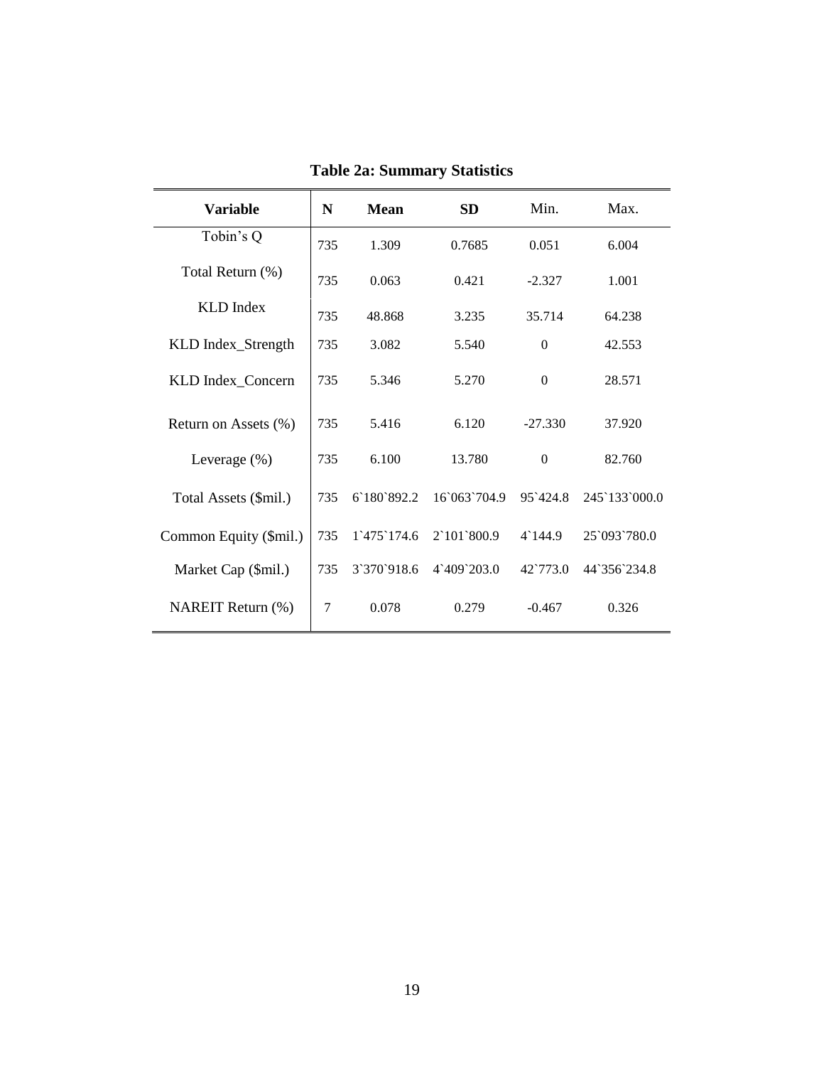**Table 2a: Summary Statistics**

| **Variable** | **N** | **Mean** | **SD** | Min. | Max. |
|---|---|---|---|---|---|
| Tobin's Q | 735 | 1.309 | 0.7685 | 0.051 | 6.004 |
| Total Return (%) | 735 | 0.063 | 0.421 | -2.327 | 1.001 |
| KLD Index | 735 | 48.868 | 3.235 | 35.714 | 64.238 |
| KLD Index_Strength | 735 | 3.082 | 5.540 | 0 | 42.553 |
| KLD Index_Concern | 735 | 5.346 | 5.270 | 0 | 28.571 |
| Return on Assets (%) | 735 | 5.416 | 6.120 | -27.330 | 37.920 |
| Leverage (%) | 735 | 6.100 | 13.780 | 0 | 82.760 |
| Total Assets ($mil.) | 735 | 6\`180\`892.2 | 16\`063\`704.9 | 95\`424.8 | 245\`133\`000.0 |
| Common Equity ($mil.) | 735 | 1\`475\`174.6 | 2\`101\`800.9 | 4\`144.9 | 25\`093\`780.0 |
| Market Cap ($mil.) | 735 | 3\`370\`918.6 | 4\`409\`203.0 | 42\`773.0 | 44\`356\`234.8 |
| NAREIT Return (%) | 7 | 0.078 | 0.279 | -0.467 | 0.326 |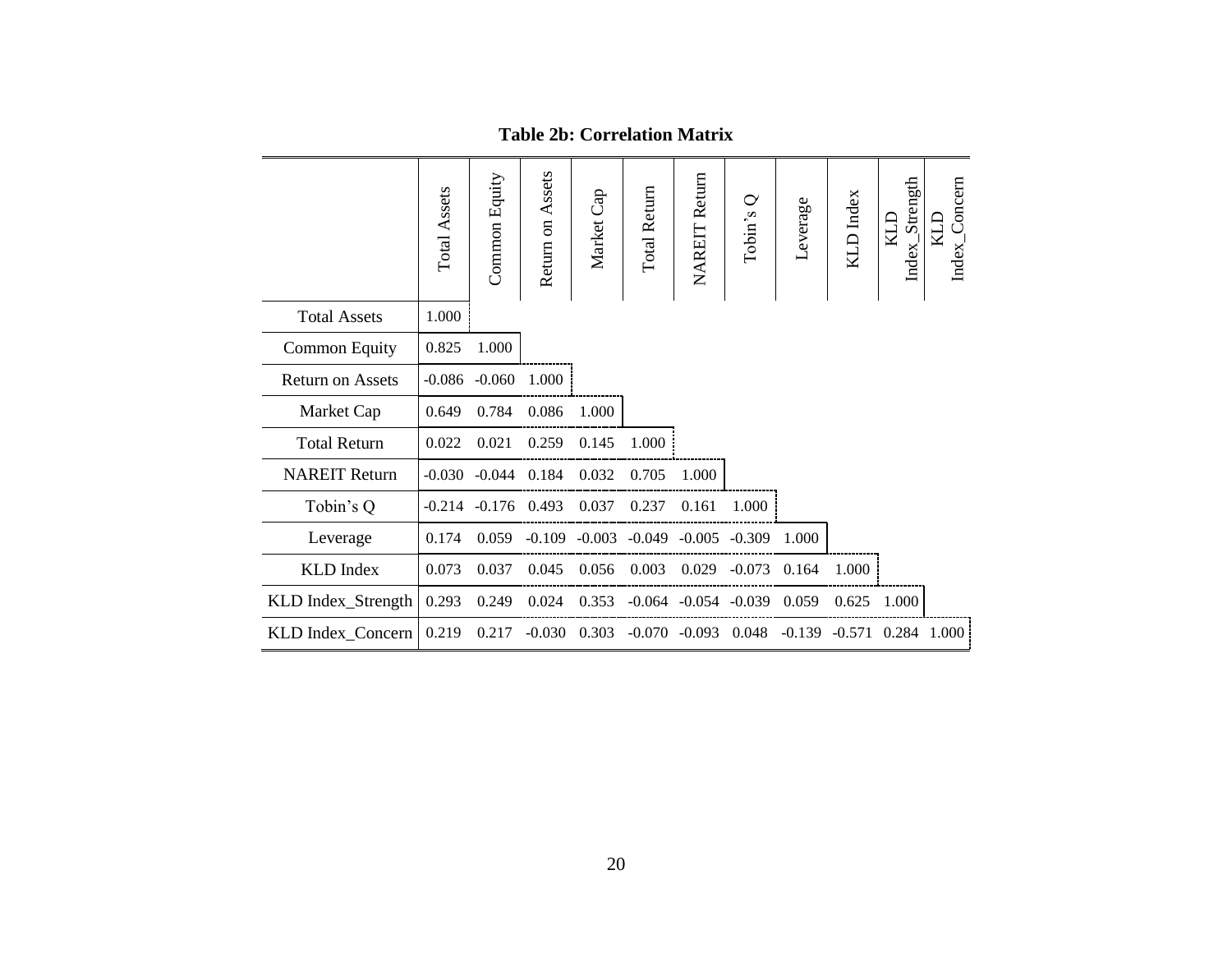**Table 2b: Correlation Matrix**

| | Total Assets | Common Equity | Return on Assets | Market Cap | Total Return | NAREIT Return | Tobin's Q | Leverage | KLD Index | KLD Index_Strength | KLD Index_Concern |
|---|---|---|---|---|---|---|---|---|---|---|---|
| Total Assets | 1.000 | | | | | | | | | | |
| Common Equity | 0.825 | 1.000 | | | | | | | | | |
| Return on Assets | -0.086 | -0.060 | 1.000 | | | | | | | | |
| Market Cap | 0.649 | 0.784 | 0.086 | 1.000 | | | | | | | |
| Total Return | 0.022 | 0.021 | 0.259 | 0.145 | 1.000 | | | | | | |
| NAREIT Return | -0.030 | -0.044 | 0.184 | 0.032 | 0.705 | 1.000 | | | | | |
| Tobin's Q | -0.214 | -0.176 | 0.493 | 0.037 | 0.237 | 0.161 | 1.000 | | | | |
| Leverage | 0.174 | 0.059 | -0.109 | -0.003 | -0.049 | -0.005 | -0.309 | 1.000 | | | |
| KLD Index | 0.073 | 0.037 | 0.045 | 0.056 | 0.003 | 0.029 | -0.073 | 0.164 | 1.000 | | |
| KLD Index_Strength | 0.293 | 0.249 | 0.024 | 0.353 | -0.064 | -0.054 | -0.039 | 0.059 | 0.625 | 1.000 | |
| KLD Index_Concern | 0.219 | 0.217 | -0.030 | 0.303 | -0.070 | -0.093 | 0.048 | -0.139 | -0.571 | 0.284 | 1.000 |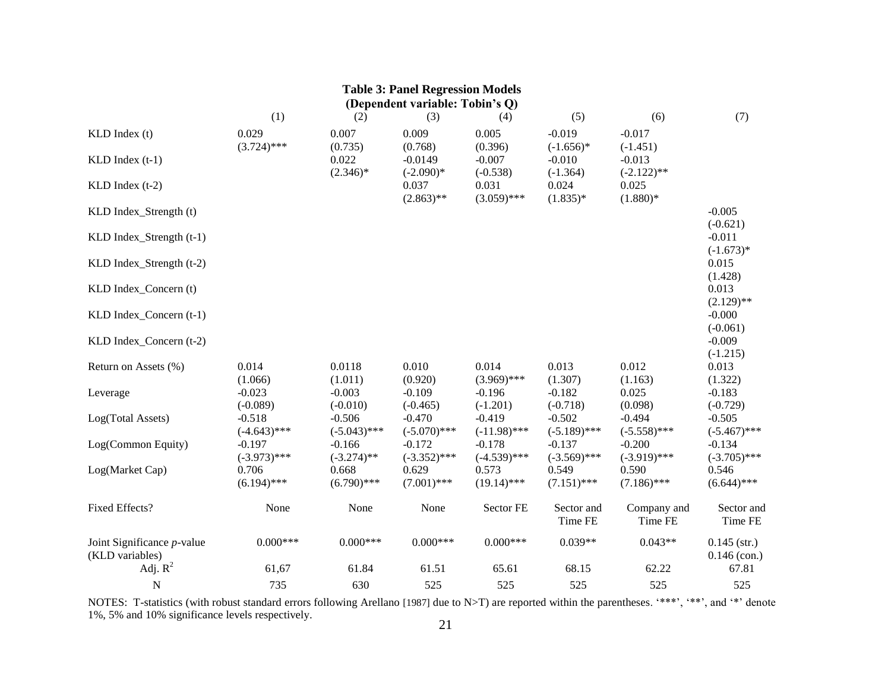**Table 3: Panel Regression Models**
**(Dependent variable: Tobin's Q)**

| | (1) | (2) | (3) | (4) | (5) | (6) | (7) |
|---|---|---|---|---|---|---|---|
| KLD Index (t) | 0.029<br>(3.724)*** | 0.007<br>(0.735) | 0.009<br>(0.768) | 0.005<br>(0.396) | -0.019<br>(-1.656)* | -0.017<br>(-1.451) | |
| KLD Index (t-1) | | 0.022<br>(2.346)* | -0.0149<br>(-2.090)* | -0.007<br>(-0.538) | -0.010<br>(-1.364) | -0.013<br>(-2.122)** | |
| KLD Index (t-2) | | | 0.037<br>(2.863)** | 0.031<br>(3.059)*** | 0.024<br>(1.835)* | 0.025<br>(1.880)* | |
| KLD Index_Strength (t) | | | | | | | -0.005<br>(-0.621) |
| KLD Index_Strength (t-1) | | | | | | | -0.011<br>(-1.673)* |
| KLD Index_Strength (t-2) | | | | | | | 0.015<br>(1.428) |
| KLD Index_Concern (t) | | | | | | | 0.013<br>(2.129)** |
| KLD Index_Concern (t-1) | | | | | | | -0.000<br>(-0.061) |
| KLD Index_Concern (t-2) | | | | | | | -0.009<br>(-1.215) |
| Return on Assets (%) | 0.014<br>(1.066) | 0.0118<br>(1.011) | 0.010<br>(0.920) | 0.014<br>(3.969)*** | 0.013<br>(1.307) | 0.012<br>(1.163) | 0.013<br>(1.322) |
| Leverage | -0.023<br>(-0.089) | -0.003<br>(-0.010) | -0.109<br>(-0.465) | -0.196<br>(-1.201) | -0.182<br>(-0.718) | 0.025<br>(0.098) | -0.183<br>(-0.729) |
| Log(Total Assets) | -0.518<br>(-4.643)*** | -0.506<br>(-5.043)*** | -0.470<br>(-5.070)*** | -0.419<br>(-11.98)*** | -0.502<br>(-5.189)*** | -0.494<br>(-5.558)*** | -0.505<br>(-5.467)*** |
| Log(Common Equity) | -0.197<br>(-3.973)*** | -0.166<br>(-3.274)** | -0.172<br>(-3.352)*** | -0.178<br>(-4.539)*** | -0.137<br>(-3.569)*** | -0.200<br>(-3.919)*** | -0.134<br>(-3.705)*** |
| Log(Market Cap) | 0.706<br>(6.194)*** | 0.668<br>(6.790)*** | 0.629<br>(7.001)*** | 0.573<br>(19.14)*** | 0.549<br>(7.151)*** | 0.590<br>(7.186)*** | 0.546<br>(6.644)*** |
| Fixed Effects? | None | None | None | Sector FE | Sector and Time FE | Company and Time FE | Sector and Time FE |
| Joint Significance *p*-value (KLD variables) | 0.000*** | 0.000*** | 0.000*** | 0.000*** | 0.039** | 0.043** | 0.145 (str.)<br>0.146 (con.) |
| Adj. $R^2$ | 61,67 | 61.84 | 61.51 | 65.61 | 68.15 | 62.22 | 67.81 |
| N | 735 | 630 | 525 | 525 | 525 | 525 | 525 |

NOTES: T-statistics (with robust standard errors following Arellano [1987] due to N>T) are reported within the parentheses. '***', '**', and '*' denote 1%, 5% and 10% significance levels respectively.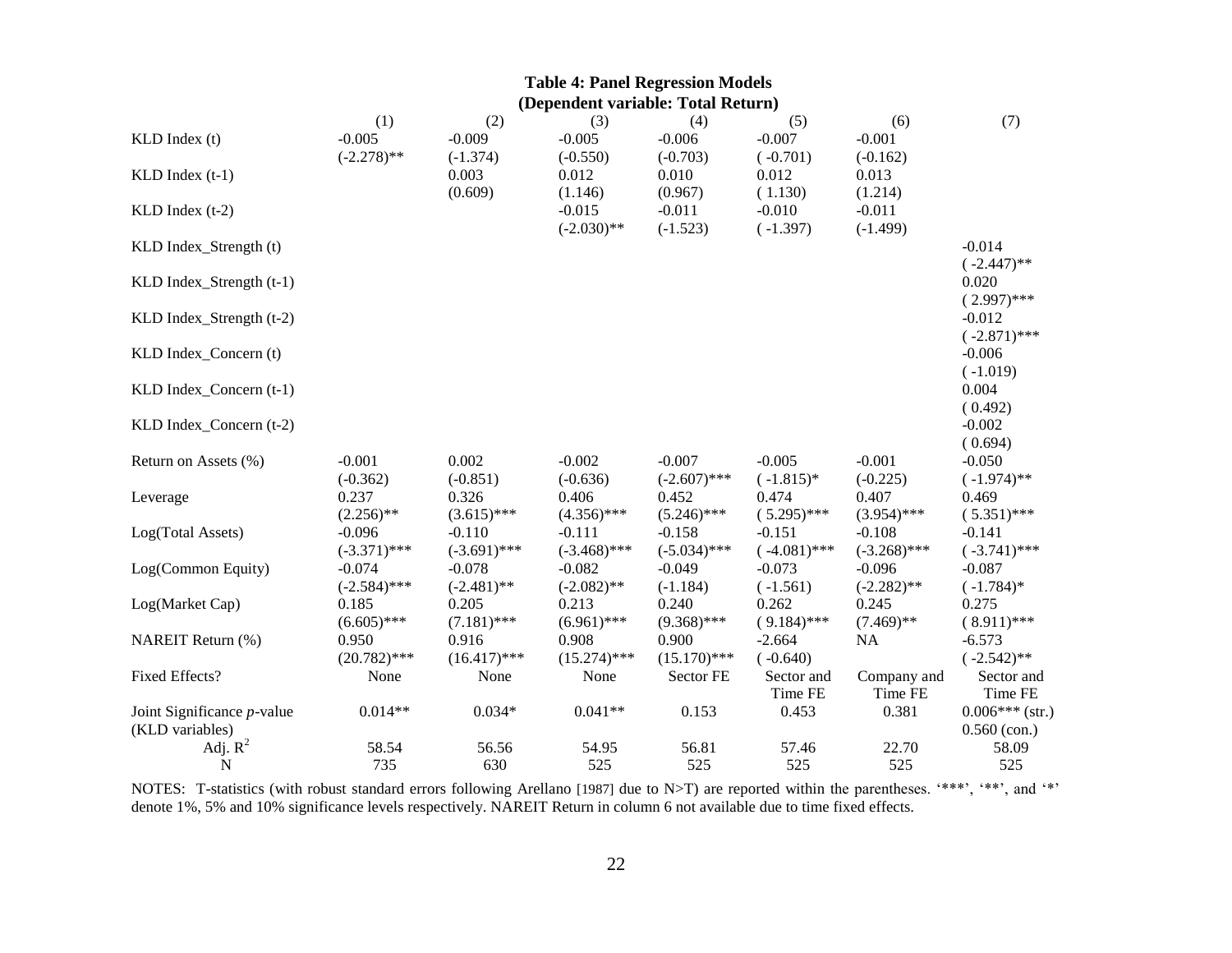**Table 4: Panel Regression Models**
**(Dependent variable: Total Return)**

| | (1) | (2) | (3) | (4) | (5) | (6) | (7) |
|---|---|---|---|---|---|---|---|
| KLD Index (t) | -0.005 | -0.009 | -0.005 | -0.006 | -0.007 | -0.001 | |
| | (-2.278)** | (-1.374) | (-0.550) | (-0.703) | ( -0.701) | (-0.162) | |
| KLD Index (t-1) | | 0.003 | 0.012 | 0.010 | 0.012 | 0.013 | |
| | | (0.609) | (1.146) | (0.967) | ( 1.130) | (1.214) | |
| KLD Index (t-2) | | | -0.015 | -0.011 | -0.010 | -0.011 | |
| | | | (-2.030)** | (-1.523) | ( -1.397) | (-1.499) | |
| KLD Index_Strength (t) | | | | | | | -0.014 |
| | | | | | | | ( -2.447)** |
| KLD Index_Strength (t-1) | | | | | | | 0.020 |
| | | | | | | | ( 2.997)*** |
| KLD Index_Strength (t-2) | | | | | | | -0.012 |
| | | | | | | | ( -2.871)*** |
| KLD Index_Concern (t) | | | | | | | -0.006 |
| | | | | | | | ( -1.019) |
| KLD Index_Concern (t-1) | | | | | | | 0.004 |
| | | | | | | | ( 0.492) |
| KLD Index_Concern (t-2) | | | | | | | -0.002 |
| | | | | | | | ( 0.694) |
| Return on Assets (%) | -0.001 | 0.002 | -0.002 | -0.007 | -0.005 | -0.001 | -0.050 |
| | (-0.362) | (-0.851) | (-0.636) | (-2.607)*** | ( -1.815)* | (-0.225) | ( -1.974)** |
| Leverage | 0.237 | 0.326 | 0.406 | 0.452 | 0.474 | 0.407 | 0.469 |
| | (2.256)** | (3.615)*** | (4.356)*** | (5.246)*** | ( 5.295)*** | (3.954)*** | ( 5.351)*** |
| Log(Total Assets) | -0.096 | -0.110 | -0.111 | -0.158 | -0.151 | -0.108 | -0.141 |
| | (-3.371)*** | (-3.691)*** | (-3.468)*** | (-5.034)*** | ( -4.081)*** | (-3.268)*** | ( -3.741)*** |
| Log(Common Equity) | -0.074 | -0.078 | -0.082 | -0.049 | -0.073 | -0.096 | -0.087 |
| | (-2.584)*** | (-2.481)** | (-2.082)** | (-1.184) | ( -1.561) | (-2.282)** | ( -1.784)* |
| Log(Market Cap) | 0.185 | 0.205 | 0.213 | 0.240 | 0.262 | 0.245 | 0.275 |
| | (6.605)*** | (7.181)*** | (6.961)*** | (9.368)*** | ( 9.184)*** | (7.469)** | ( 8.911)*** |
| NAREIT Return (%) | 0.950 | 0.916 | 0.908 | 0.900 | -2.664 | NA | -6.573 |
| | (20.782)*** | (16.417)*** | (15.274)*** | (15.170)*** | ( -0.640) | | ( -2.542)** |
| Fixed Effects? | None | None | None | Sector FE | Sector and Time FE | Company and Time FE | Sector and Time FE |
| Joint Significance *p*-value (KLD variables) | 0.014** | 0.034* | 0.041** | 0.153 | 0.453 | 0.381 | 0.006*** (str.) 0.560 (con.) |
| Adj. $R^2$ | 58.54 | 56.56 | 54.95 | 56.81 | 57.46 | 22.70 | 58.09 |
| N | 735 | 630 | 525 | 525 | 525 | 525 | 525 |

NOTES: T-statistics (with robust standard errors following Arellano [1987] due to N>T) are reported within the parentheses. '***', '**', and '*' denote 1%, 5% and 10% significance levels respectively. NAREIT Return in column 6 not available due to time fixed effects.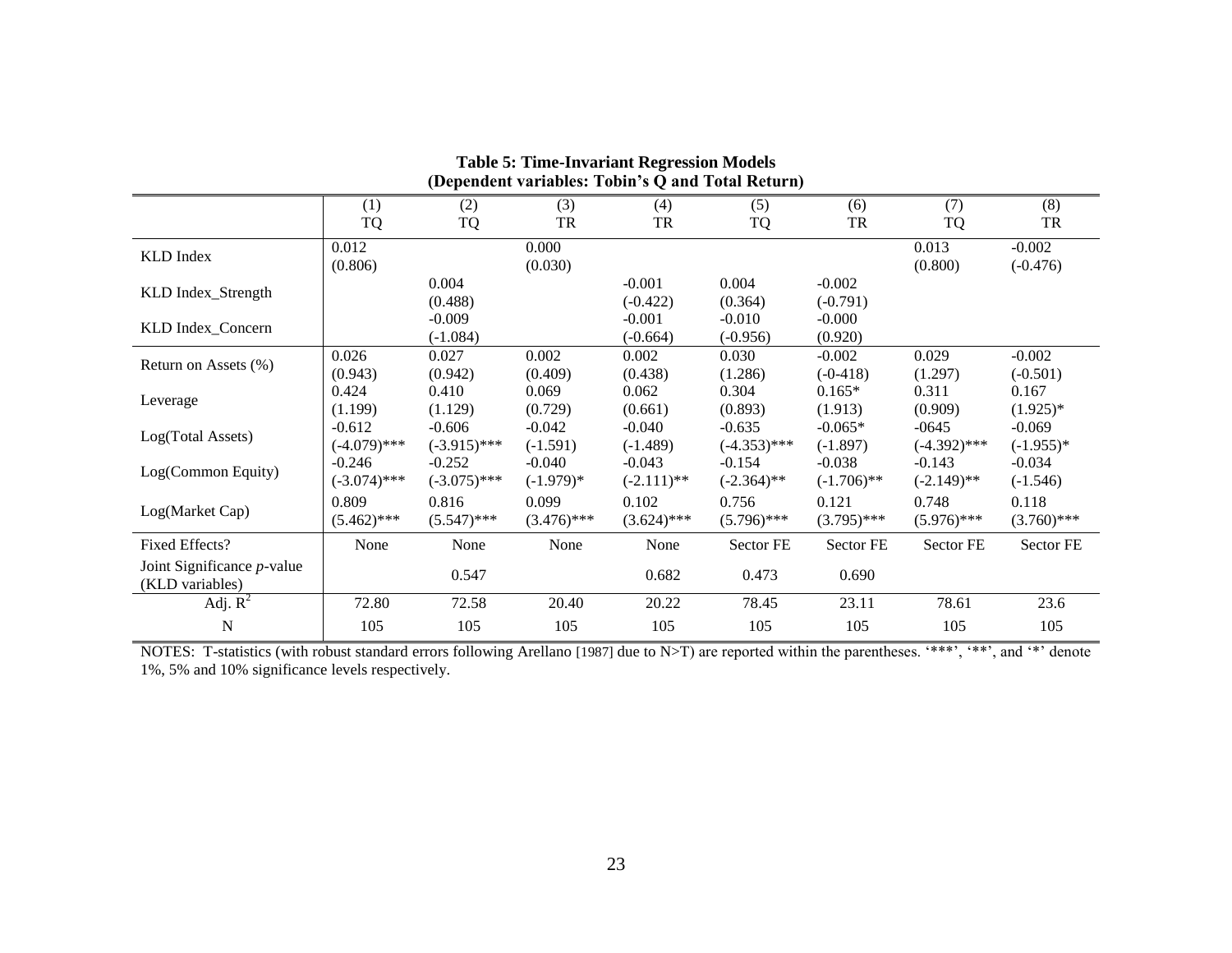**Table 5: Time-Invariant Regression Models**
**(Dependent variables: Tobin's Q and Total Return)**

| | (1) TQ | (2) TQ | (3) TR | (4) TR | (5) TQ | (6) TR | (7) TQ | (8) TR |
|---|---|---|---|---|---|---|---|---|
| KLD Index | 0.012 (0.806) | | 0.000 (0.030) | | | | 0.013 (0.800) | -0.002 (-0.476) |
| KLD Index_Strength | | 0.004 (0.488) | | -0.001 (-0.422) | 0.004 (0.364) | -0.002 (-0.791) | | |
| KLD Index_Concern | | -0.009 (-1.084) | | -0.001 (-0.664) | -0.010 (-0.956) | -0.000 (0.920) | | |
| Return on Assets (%) | 0.026 (0.943) | 0.027 (0.942) | 0.002 (0.409) | 0.002 (0.438) | 0.030 (1.286) | -0.002 (-0-418) | 0.029 (1.297) | -0.002 (-0.501) |
| Leverage | 0.424 (1.199) | 0.410 (1.129) | 0.069 (0.729) | 0.062 (0.661) | 0.304 (0.893) | 0.165* (1.913) | 0.311 (0.909) | 0.167 (1.925)* |
| Log(Total Assets) | -0.612 (-4.079)*** | -0.606 (-3.915)*** | -0.042 (-1.591) | -0.040 (-1.489) | -0.635 (-4.353)*** | -0.065* (-1.897) | -0645 (-4.392)*** | -0.069 (-1.955)* |
| Log(Common Equity) | -0.246 (-3.074)*** | -0.252 (-3.075)*** | -0.040 (-1.979)* | -0.043 (-2.111)** | -0.154 (-2.364)** | -0.038 (-1.706)** | -0.143 (-2.149)** | -0.034 (-1.546) |
| Log(Market Cap) | 0.809 (5.462)*** | 0.816 (5.547)*** | 0.099 (3.476)*** | 0.102 (3.624)*** | 0.756 (5.796)*** | 0.121 (3.795)*** | 0.748 (5.976)*** | 0.118 (3.760)*** |
| Fixed Effects? | None | None | None | None | Sector FE | Sector FE | Sector FE | Sector FE |
| Joint Significance *p*-value (KLD variables) | | 0.547 | | 0.682 | 0.473 | 0.690 | | |
| Adj. $R^2$ | 72.80 | 72.58 | 20.40 | 20.22 | 78.45 | 23.11 | 78.61 | 23.6 |
| N | 105 | 105 | 105 | 105 | 105 | 105 | 105 | 105 |

NOTES: T-statistics (with robust standard errors following Arellano [1987] due to N>T) are reported within the parentheses. '***', '**', and '*' denote 1%, 5% and 10% significance levels respectively.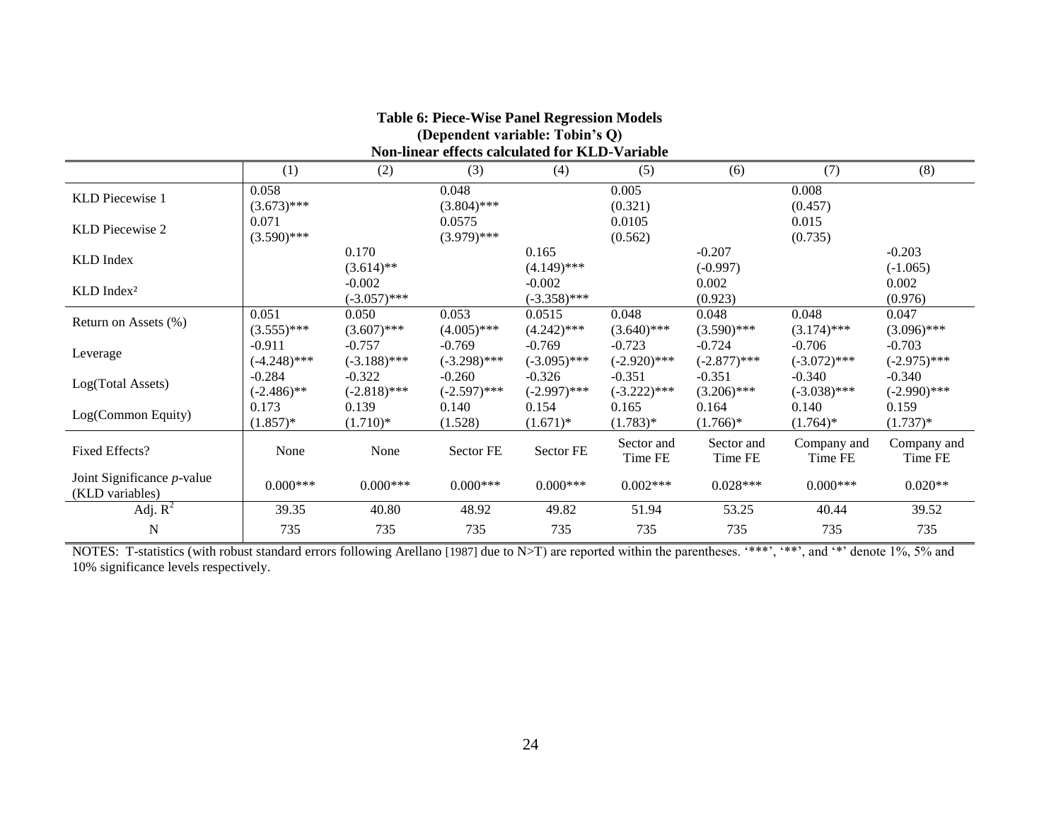**Table 6: Piece-Wise Panel Regression Models**
**(Dependent variable: Tobin's Q)**
**Non-linear effects calculated for KLD-Variable**

| | (1) | (2) | (3) | (4) | (5) | (6) | (7) | (8) |
|---|---|---|---|---|---|---|---|---|
| KLD Piecewise 1 | 0.058<br>(3.673)*** | | 0.048<br>(3.804)*** | | 0.005<br>(0.321) | | 0.008<br>(0.457) | |
| KLD Piecewise 2 | 0.071<br>(3.590)*** | | 0.0575<br>(3.979)*** | | 0.0105<br>(0.562) | | 0.015<br>(0.735) | |
| KLD Index | | 0.170<br>(3.614)** | | 0.165<br>(4.149)*** | | -0.207<br>(-0.997) | | -0.203<br>(-1.065) |
| KLD Index² | | -0.002<br>(-3.057)*** | | -0.002<br>(-3.358)*** | | 0.002<br>(0.923) | | 0.002<br>(0.976) |
| Return on Assets (%) | 0.051<br>(3.555)*** | 0.050<br>(3.607)*** | 0.053<br>(4.005)*** | 0.0515<br>(4.242)*** | 0.048<br>(3.640)*** | 0.048<br>(3.590)*** | 0.048<br>(3.174)*** | 0.047<br>(3.096)*** |
| Leverage | -0.911<br>(-4.248)*** | -0.757<br>(-3.188)*** | -0.769<br>(-3.298)*** | -0.769<br>(-3.095)*** | -0.723<br>(-2.920)*** | -0.724<br>(-2.877)*** | -0.706<br>(-3.072)*** | -0.703<br>(-2.975)*** |
| Log(Total Assets) | -0.284<br>(-2.486)** | -0.322<br>(-2.818)*** | -0.260<br>(-2.597)*** | -0.326<br>(-2.997)*** | -0.351<br>(-3.222)*** | -0.351<br>(3.206)*** | -0.340<br>(-3.038)*** | -0.340<br>(-2.990)*** |
| Log(Common Equity) | 0.173<br>(1.857)* | 0.139<br>(1.710)* | 0.140<br>(1.528) | 0.154<br>(1.671)* | 0.165<br>(1.783)* | 0.164<br>(1.766)* | 0.140<br>(1.764)* | 0.159<br>(1.737)* |
| Fixed Effects? | None | None | Sector FE | Sector FE | Sector and Time FE | Sector and Time FE | Company and Time FE | Company and Time FE |
| Joint Significance *p*-value (KLD variables) | 0.000*** | 0.000*** | 0.000*** | 0.000*** | 0.002*** | 0.028*** | 0.000*** | 0.020** |
| Adj. $R^2$ | 39.35 | 40.80 | 48.92 | 49.82 | 51.94 | 53.25 | 40.44 | 39.52 |
| N | 735 | 735 | 735 | 735 | 735 | 735 | 735 | 735 |

NOTES: T-statistics (with robust standard errors following Arellano [1987] due to N>T) are reported within the parentheses. '***', '**', and '*' denote 1%, 5% and 10% significance levels respectively.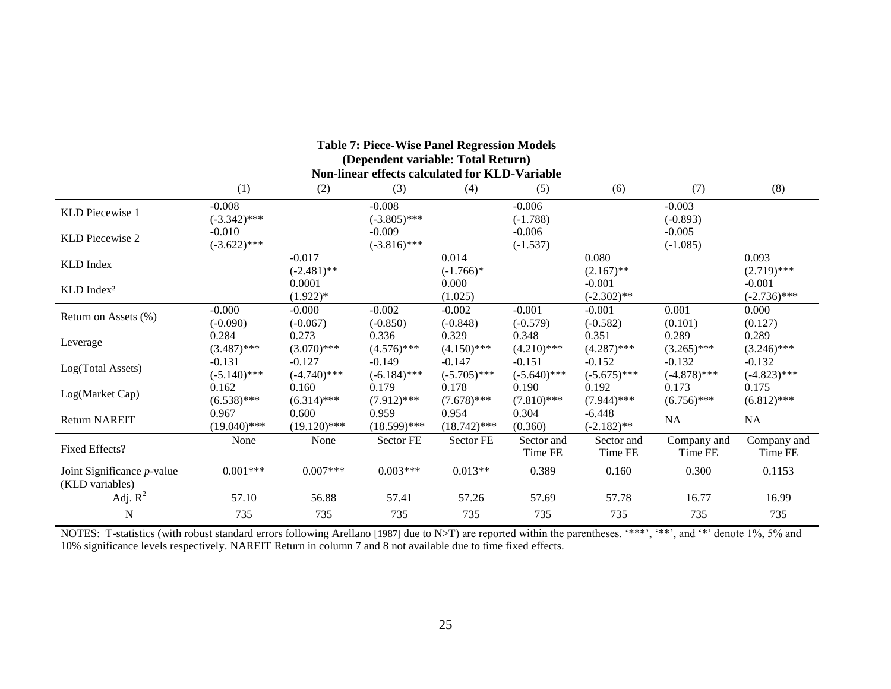**Table 7: Piece-Wise Panel Regression Models**
**(Dependent variable: Total Return)**
**Non-linear effects calculated for KLD-Variable**

| | (1) | (2) | (3) | (4) | (5) | (6) | (7) | (8) |
|---|---|---|---|---|---|---|---|---|
| KLD Piecewise 1 | -0.008 (-3.342)*** | | -0.008 (-3.805)*** | | -0.006 (-1.788) | | -0.003 (-0.893) | |
| KLD Piecewise 2 | -0.010 (-3.622)*** | | -0.009 (-3.816)*** | | -0.006 (-1.537) | | -0.005 (-1.085) | |
| KLD Index | | -0.017 (-2.481)** | | 0.014 (-1.766)* | | 0.080 (2.167)** | | 0.093 (2.719)*** |
| KLD Index² | | 0.0001 (1.922)* | | 0.000 (1.025) | | -0.001 (-2.302)** | | -0.001 (-2.736)*** |
| Return on Assets (%) | -0.000 (-0.090) | -0.000 (-0.067) | -0.002 (-0.850) | -0.002 (-0.848) | -0.001 (-0.579) | -0.001 (-0.582) | 0.001 (0.101) | 0.000 (0.127) |
| Leverage | 0.284 (3.487)*** | 0.273 (3.070)*** | 0.336 (4.576)*** | 0.329 (4.150)*** | 0.348 (4.210)*** | 0.351 (4.287)*** | 0.289 (3.265)*** | 0.289 (3.246)*** |
| Log(Total Assets) | -0.131 (-5.140)*** | -0.127 (-4.740)*** | -0.149 (-6.184)*** | -0.147 (-5.705)*** | -0.151 (-5.640)*** | -0.152 (-5.675)*** | -0.132 (-4.878)*** | -0.132 (-4.823)*** |
| Log(Market Cap) | 0.162 (6.538)*** | 0.160 (6.314)*** | 0.179 (7.912)*** | 0.178 (7.678)*** | 0.190 (7.810)*** | 0.192 (7.944)*** | 0.173 (6.756)*** | 0.175 (6.812)*** |
| Return NAREIT | 0.967 (19.040)*** | 0.600 (19.120)*** | 0.959 (18.599)*** | 0.954 (18.742)*** | 0.304 (0.360) | -6.448 (-2.182)** | NA | NA |
| Fixed Effects? | None | None | Sector FE | Sector FE | Sector and Time FE | Sector and Time FE | Company and Time FE | Company and Time FE |
| Joint Significance *p*-value (KLD variables) | 0.001*** | 0.007*** | 0.003*** | 0.013** | 0.389 | 0.160 | 0.300 | 0.1153 |
| Adj. $R^2$ | 57.10 | 56.88 | 57.41 | 57.26 | 57.69 | 57.78 | 16.77 | 16.99 |
| N | 735 | 735 | 735 | 735 | 735 | 735 | 735 | 735 |

NOTES: T-statistics (with robust standard errors following Arellano [1987] due to N>T) are reported within the parentheses. '***', '**', and '*' denote 1%, 5% and 10% significance levels respectively. NAREIT Return in column 7 and 8 not available due to time fixed effects.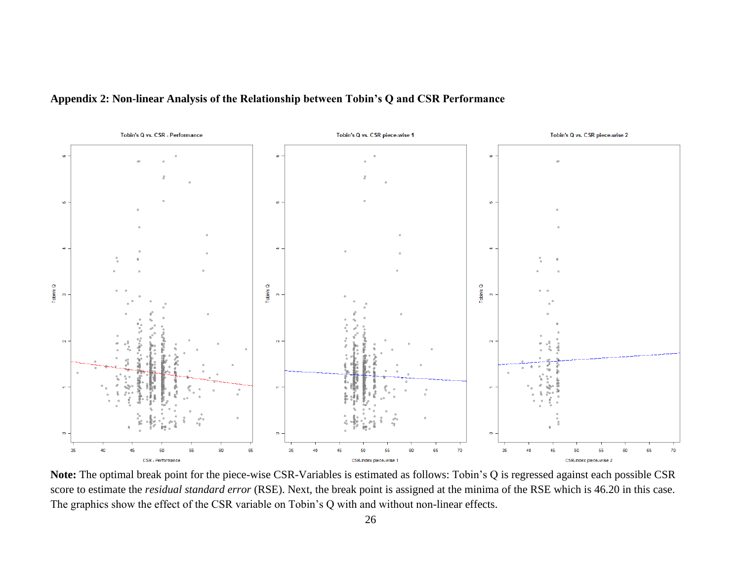**Appendix 2: Non-linear Analysis of the Relationship between Tobin's Q and CSR Performance**

Tobin's Q vs. CSR - Performance

Tobins Q

0
1
2
3
4
5
6

35 40 45 50 55 60 65

CSR - Performance

Tobin's Q vs. CSR piece-wise 1

Tobins Q

0
1
2
3
4
5
6

35 40 45 50 55 60 65 70

CSR-Index piece-wise 1

Tobin's Q vs. CSR piece-wise 2

Tobins Q

0
1
2
3
4
5
6

35 40 45 50 55 60 65 70

CSR-Index piece-wise 2

**Note:** The optimal break point for the piece-wise CSR-Variables is estimated as follows: Tobin's Q is regressed against each possible CSR score to estimate the *residual standard error* (RSE). Next, the break point is assigned at the minima of the RSE which is 46.20 in this case. The graphics show the effect of the CSR variable on Tobin's Q with and without non-linear effects.